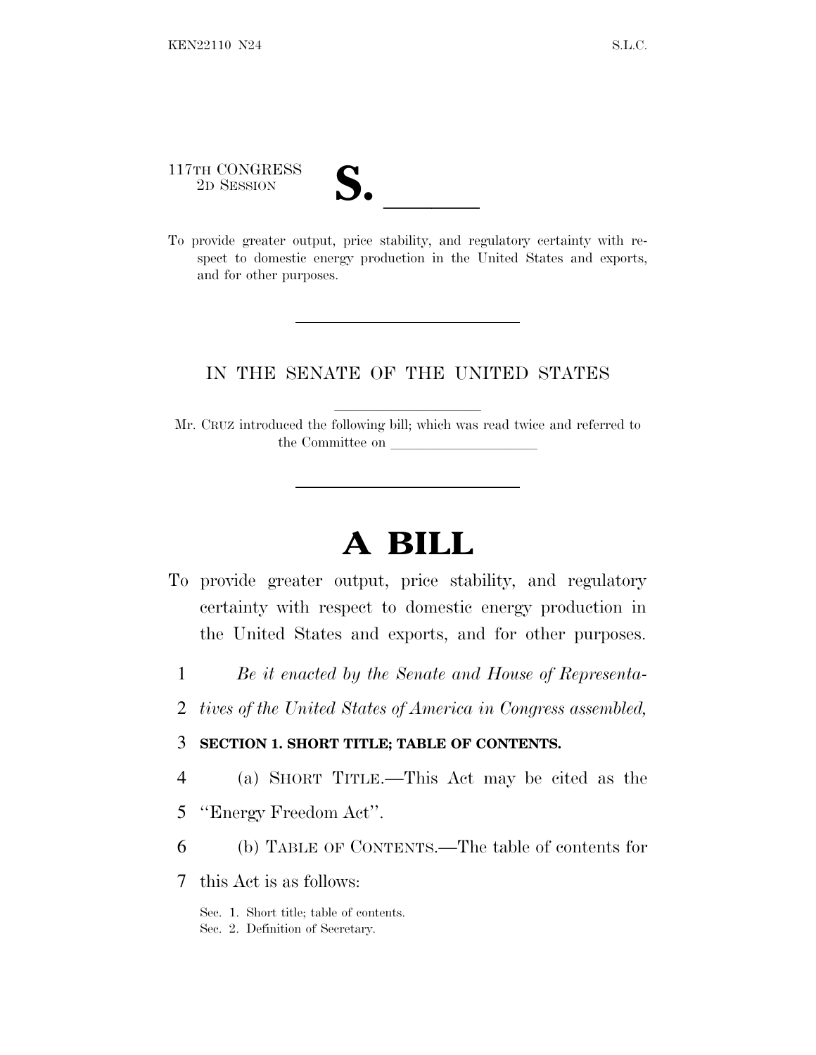117TH CONGRESS
2D SESSION

# S. \_\_\_\_\_\_

To provide greater output, price stability, and regulatory certainty with respect to domestic energy production in the United States and exports, and for other purposes.

---

IN THE SENATE OF THE UNITED STATES

Mr. CRUZ introduced the following bill; which was read twice and referred to the Committee on \_\_\_\_\_\_\_\_\_\_\_\_\_\_\_\_\_\_\_\_

---

# A BILL

To provide greater output, price stability, and regulatory certainty with respect to domestic energy production in the United States and exports, and for other purposes.

1 *Be it enacted by the Senate and House of Representa-*

2 *tives of the United States of America in Congress assembled,*

3 **SECTION 1. SHORT TITLE; TABLE OF CONTENTS.**

4 (a) SHORT TITLE.—This Act may be cited as the

5 ''Energy Freedom Act''.

6 (b) TABLE OF CONTENTS.—The table of contents for

7 this Act is as follows:

Sec. 1. Short title; table of contents.
Sec. 2. Definition of Secretary.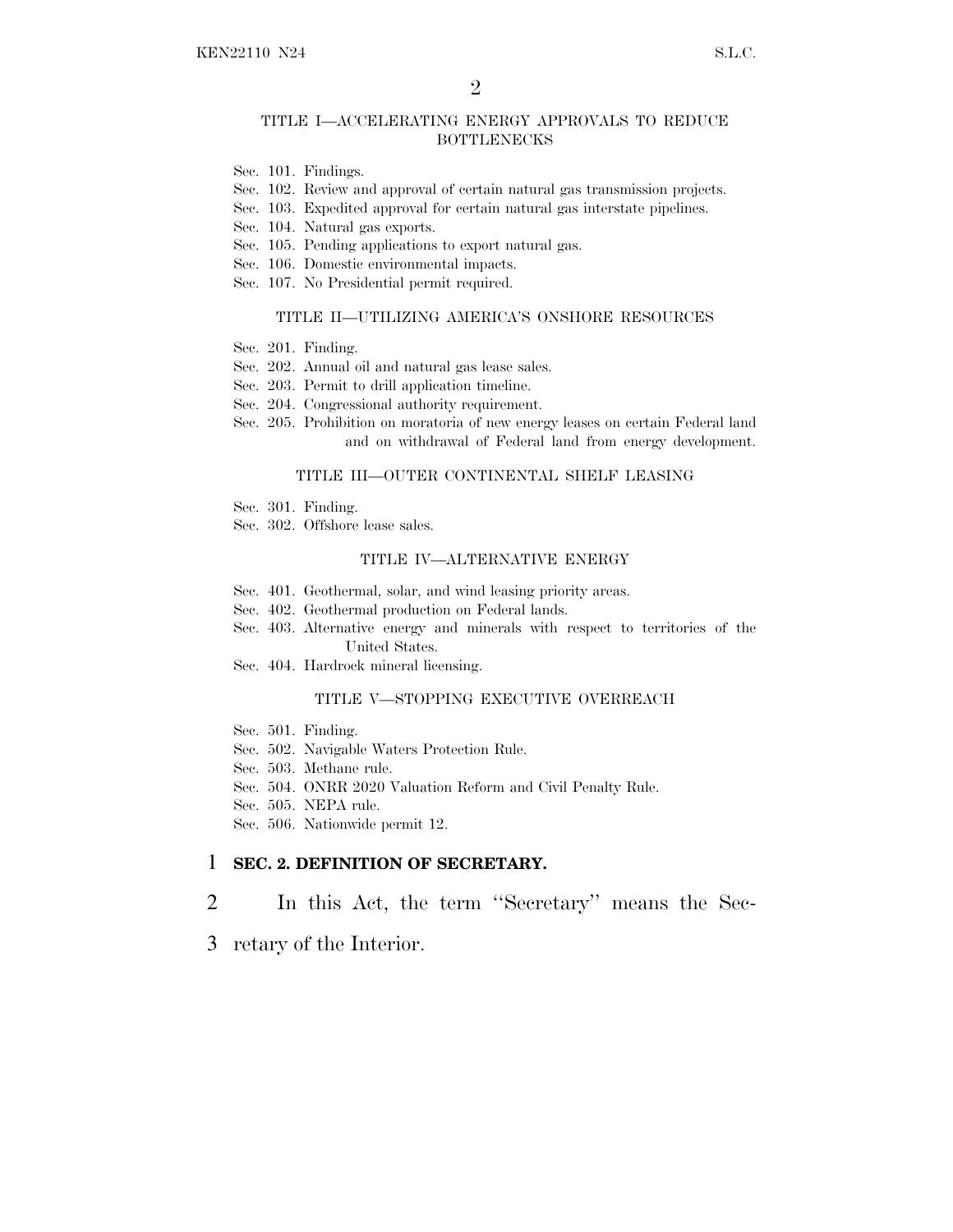TITLE I—ACCELERATING ENERGY APPROVALS TO REDUCE BOTTLENECKS

Sec. 101. Findings.
Sec. 102. Review and approval of certain natural gas transmission projects.
Sec. 103. Expedited approval for certain natural gas interstate pipelines.
Sec. 104. Natural gas exports.
Sec. 105. Pending applications to export natural gas.
Sec. 106. Domestic environmental impacts.
Sec. 107. No Presidential permit required.

TITLE II—UTILIZING AMERICA'S ONSHORE RESOURCES

Sec. 201. Finding.
Sec. 202. Annual oil and natural gas lease sales.
Sec. 203. Permit to drill application timeline.
Sec. 204. Congressional authority requirement.
Sec. 205. Prohibition on moratoria of new energy leases on certain Federal land and on withdrawal of Federal land from energy development.

TITLE III—OUTER CONTINENTAL SHELF LEASING

Sec. 301. Finding.
Sec. 302. Offshore lease sales.

TITLE IV—ALTERNATIVE ENERGY

Sec. 401. Geothermal, solar, and wind leasing priority areas.
Sec. 402. Geothermal production on Federal lands.
Sec. 403. Alternative energy and minerals with respect to territories of the United States.
Sec. 404. Hardrock mineral licensing.

TITLE V—STOPPING EXECUTIVE OVERREACH

Sec. 501. Finding.
Sec. 502. Navigable Waters Protection Rule.
Sec. 503. Methane rule.
Sec. 504. ONRR 2020 Valuation Reform and Civil Penalty Rule.
Sec. 505. NEPA rule.
Sec. 506. Nationwide permit 12.

**SEC. 2. DEFINITION OF SECRETARY.**

In this Act, the term ''Secretary'' means the Secretary of the Interior.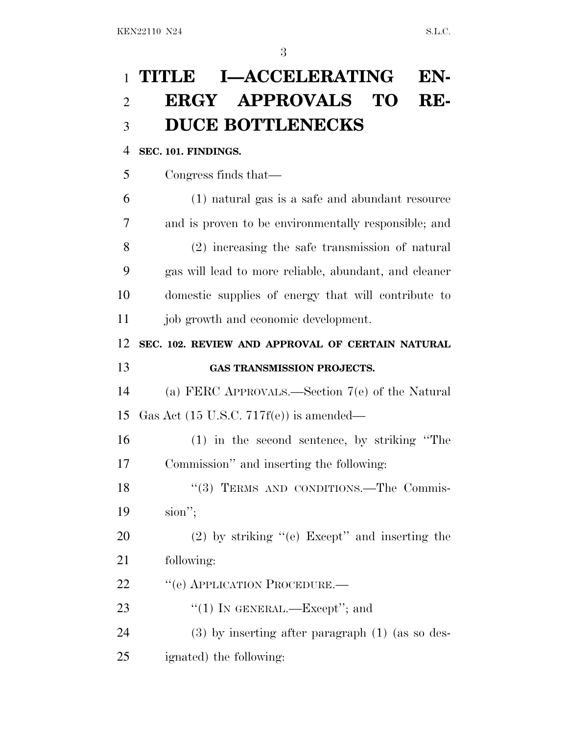# TITLE I—ACCELERATING ENERGY APPROVALS TO REDUCE BOTTLENECKS

**SEC. 101. FINDINGS.**

Congress finds that—

(1) natural gas is a safe and abundant resource and is proven to be environmentally responsible; and

(2) increasing the safe transmission of natural gas will lead to more reliable, abundant, and cleaner domestic supplies of energy that will contribute to job growth and economic development.

**SEC. 102. REVIEW AND APPROVAL OF CERTAIN NATURAL GAS TRANSMISSION PROJECTS.**

(a) FERC APPROVALS.—Section 7(e) of the Natural Gas Act (15 U.S.C. 717f(e)) is amended—

(1) in the second sentence, by striking "The Commission" and inserting the following:

"(3) TERMS AND CONDITIONS.—The Commission";

(2) by striking "(e) Except" and inserting the following:

"(e) APPLICATION PROCEDURE.—

"(1) IN GENERAL.—Except"; and

(3) by inserting after paragraph (1) (as so designated) the following: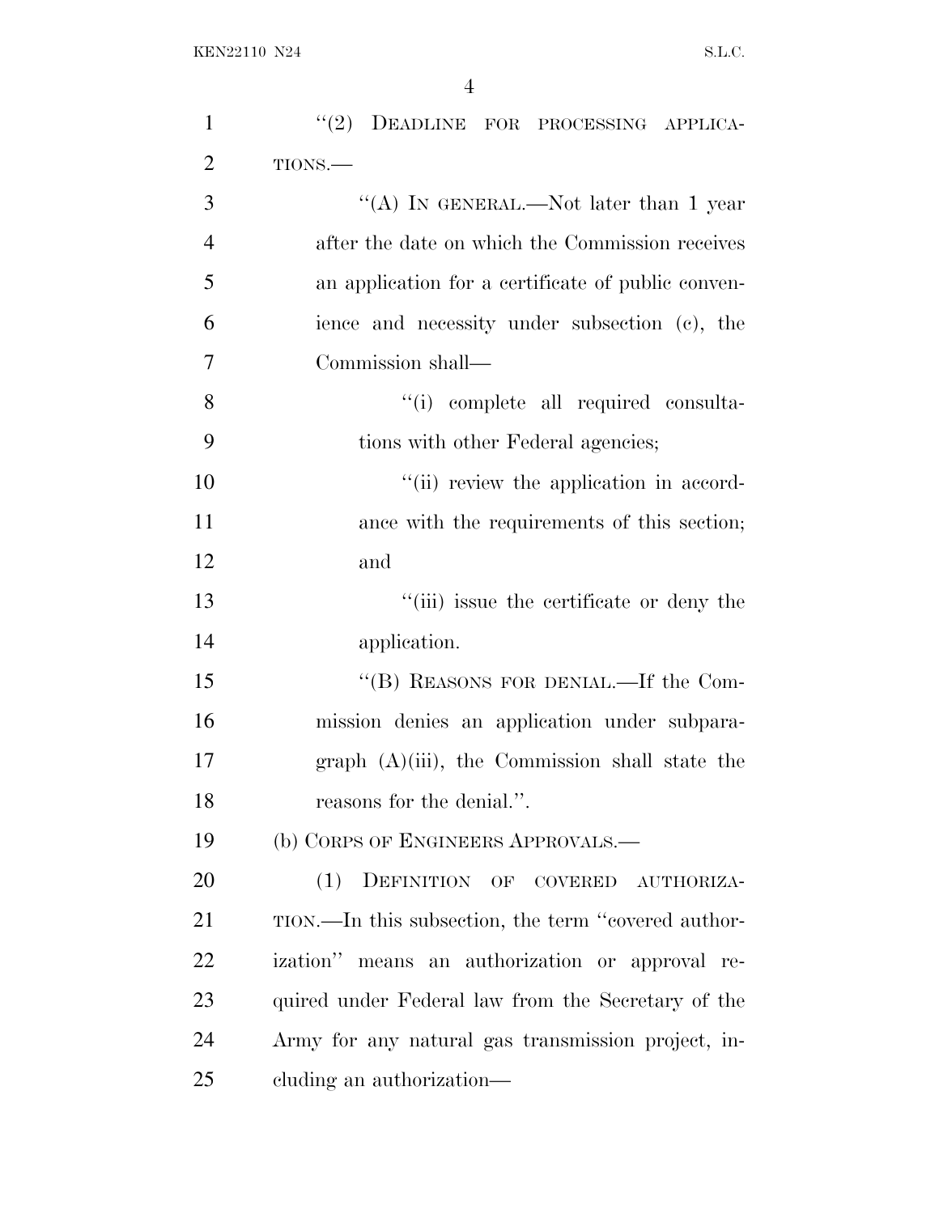''(2) DEADLINE FOR PROCESSING APPLICATIONS.—

''(A) IN GENERAL.—Not later than 1 year after the date on which the Commission receives an application for a certificate of public convenience and necessity under subsection (c), the Commission shall—

''(i) complete all required consultations with other Federal agencies;

''(ii) review the application in accordance with the requirements of this section; and

''(iii) issue the certificate or deny the application.

''(B) REASONS FOR DENIAL.—If the Commission denies an application under subparagraph (A)(iii), the Commission shall state the reasons for the denial.''.

(b) CORPS OF ENGINEERS APPROVALS.—

(1) DEFINITION OF COVERED AUTHORIZATION.—In this subsection, the term ''covered authorization'' means an authorization or approval required under Federal law from the Secretary of the Army for any natural gas transmission project, including an authorization—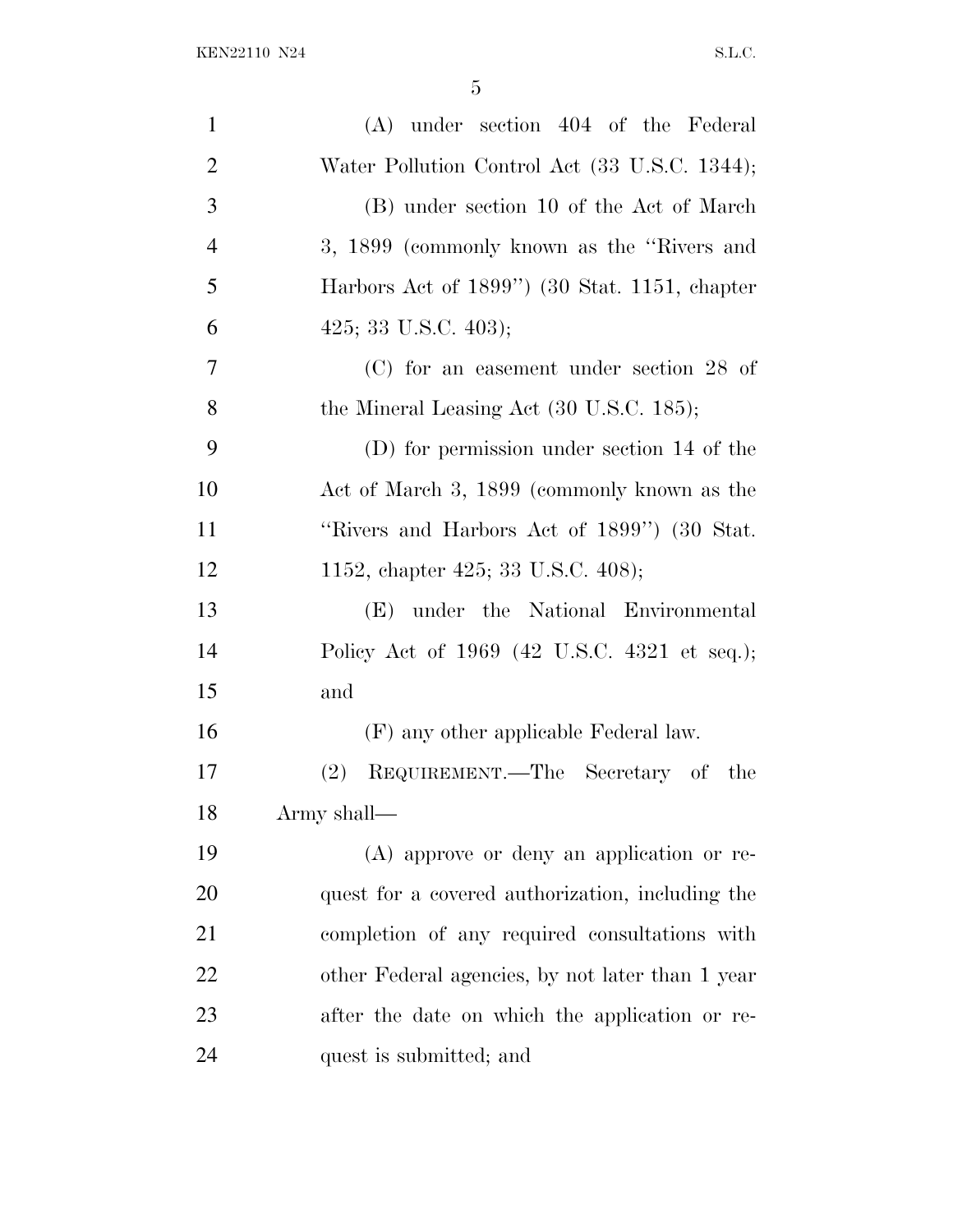(A) under section 404 of the Federal Water Pollution Control Act (33 U.S.C. 1344);

(B) under section 10 of the Act of March 3, 1899 (commonly known as the ''Rivers and Harbors Act of 1899'') (30 Stat. 1151, chapter 425; 33 U.S.C. 403);

(C) for an easement under section 28 of the Mineral Leasing Act (30 U.S.C. 185);

(D) for permission under section 14 of the Act of March 3, 1899 (commonly known as the ''Rivers and Harbors Act of 1899'') (30 Stat. 1152, chapter 425; 33 U.S.C. 408);

(E) under the National Environmental Policy Act of 1969 (42 U.S.C. 4321 et seq.); and

(F) any other applicable Federal law.

(2) REQUIREMENT.—The Secretary of the Army shall—

(A) approve or deny an application or request for a covered authorization, including the completion of any required consultations with other Federal agencies, by not later than 1 year after the date on which the application or request is submitted; and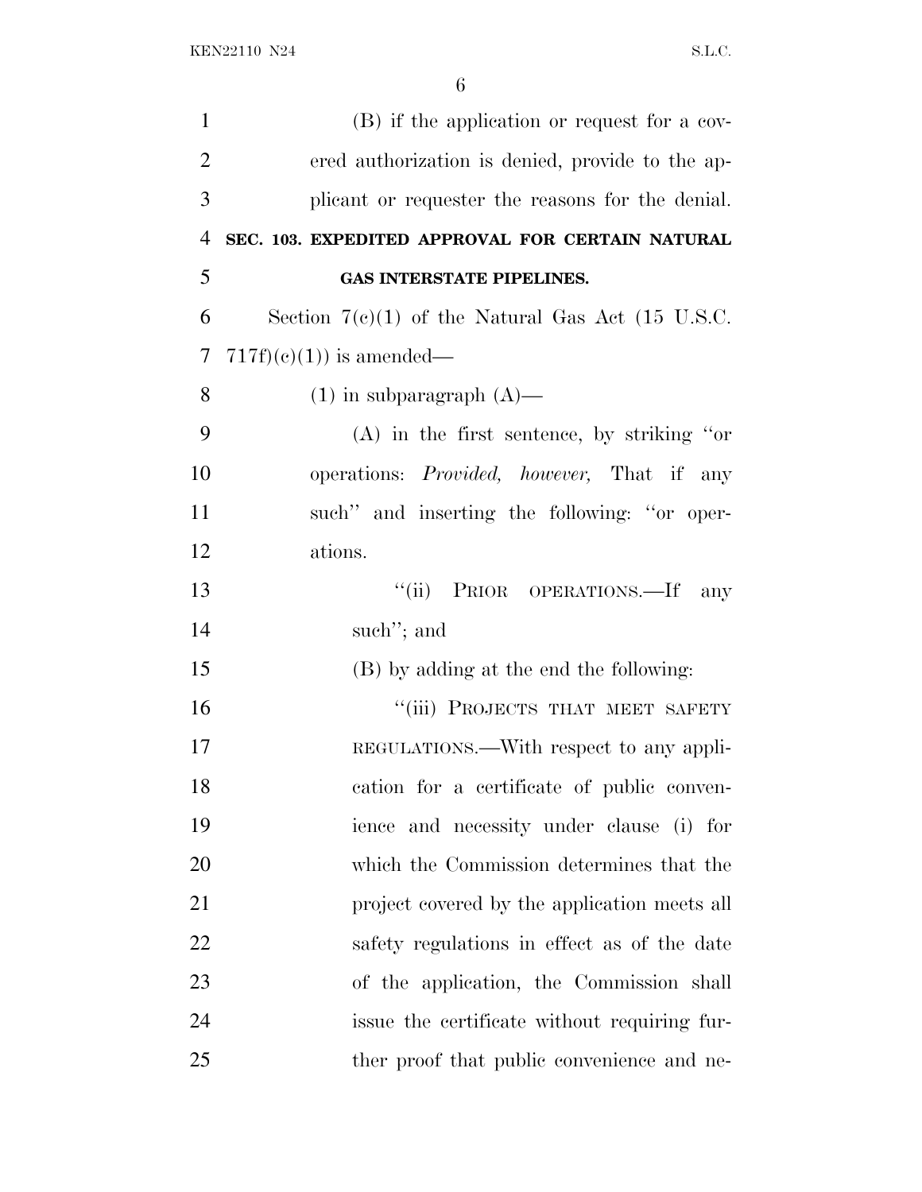(B) if the application or request for a covered authorization is denied, provide to the applicant or requester the reasons for the denial.

**SEC. 103. EXPEDITED APPROVAL FOR CERTAIN NATURAL GAS INTERSTATE PIPELINES.**

Section 7(c)(1) of the Natural Gas Act (15 U.S.C. 717f(c)(1)) is amended—

(1) in subparagraph (A)—

(A) in the first sentence, by striking "or operations: *Provided, however,* That if any such" and inserting the following: "or operations.

"(ii) PRIOR OPERATIONS.—If any such"; and

(B) by adding at the end the following:

"(iii) PROJECTS THAT MEET SAFETY REGULATIONS.—With respect to any application for a certificate of public convenience and necessity under clause (i) for which the Commission determines that the project covered by the application meets all safety regulations in effect as of the date of the application, the Commission shall issue the certificate without requiring further proof that public convenience and ne-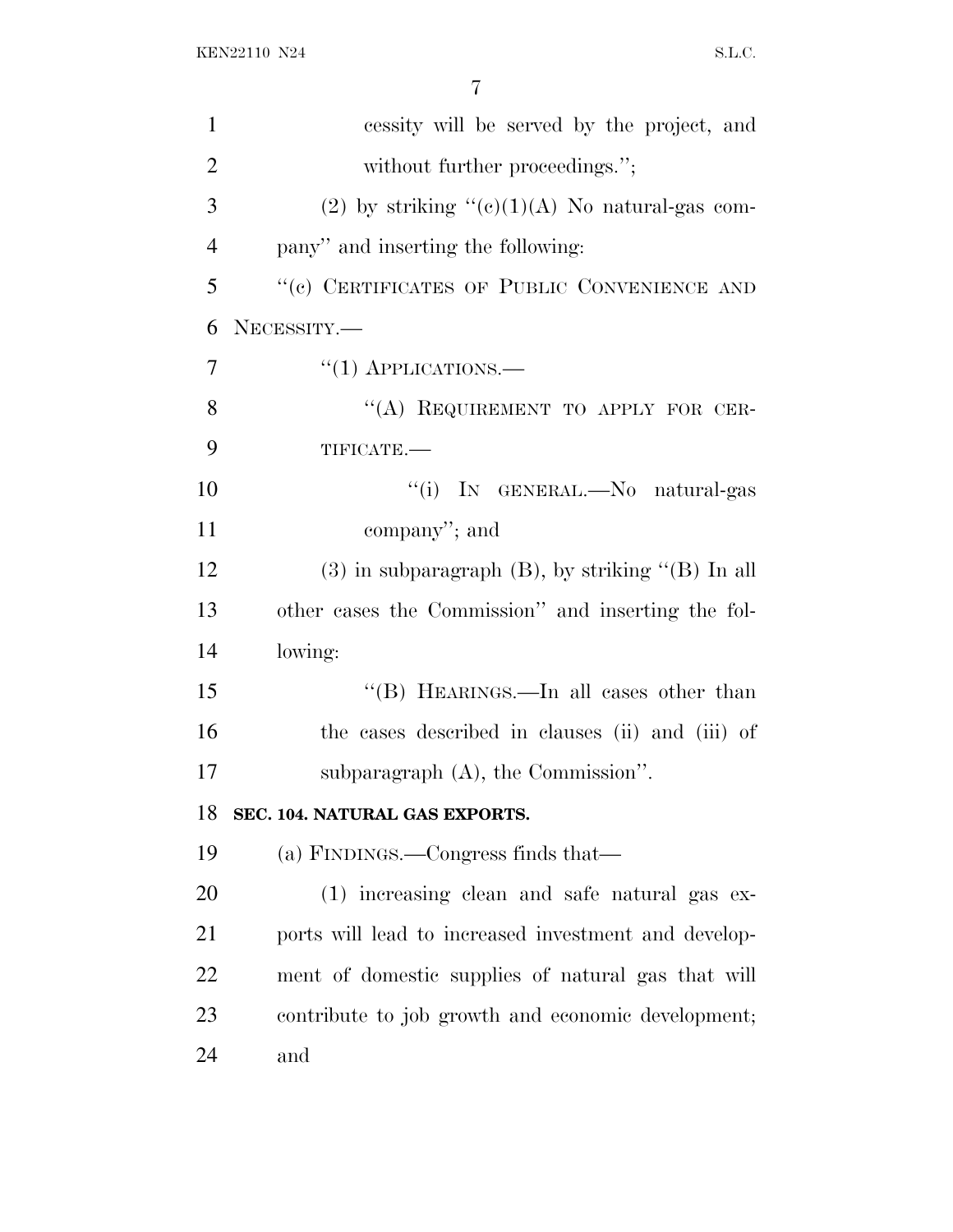cessity will be served by the project, and without further proceedings.'';

(2) by striking ''(c)(1)(A) No natural-gas company'' and inserting the following:

''(c) CERTIFICATES OF PUBLIC CONVENIENCE AND NECESSITY.—

''(1) APPLICATIONS.—

''(A) REQUIREMENT TO APPLY FOR CERTIFICATE.—

''(i) IN GENERAL.—No natural-gas company''; and

(3) in subparagraph (B), by striking ''(B) In all other cases the Commission'' and inserting the following:

''(B) HEARINGS.—In all cases other than the cases described in clauses (ii) and (iii) of subparagraph (A), the Commission''.

**SEC. 104. NATURAL GAS EXPORTS.**

(a) FINDINGS.—Congress finds that—

(1) increasing clean and safe natural gas exports will lead to increased investment and development of domestic supplies of natural gas that will contribute to job growth and economic development; and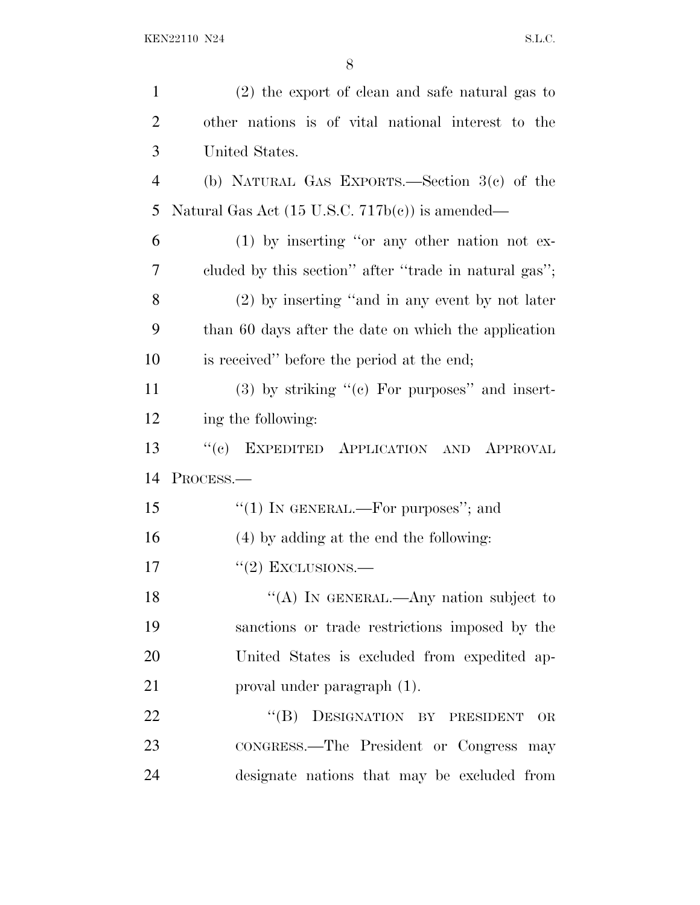(2) the export of clean and safe natural gas to other nations is of vital national interest to the United States.

(b) NATURAL GAS EXPORTS.—Section 3(c) of the Natural Gas Act (15 U.S.C. 717b(c)) is amended—

(1) by inserting "or any other nation not excluded by this section" after "trade in natural gas";

(2) by inserting "and in any event by not later than 60 days after the date on which the application is received" before the period at the end;

(3) by striking "(c) For purposes" and inserting the following:

"(c) EXPEDITED APPLICATION AND APPROVAL PROCESS.—

"(1) IN GENERAL.—For purposes"; and

(4) by adding at the end the following:

"(2) EXCLUSIONS.—

"(A) IN GENERAL.—Any nation subject to sanctions or trade restrictions imposed by the United States is excluded from expedited approval under paragraph (1).

"(B) DESIGNATION BY PRESIDENT OR CONGRESS.—The President or Congress may designate nations that may be excluded from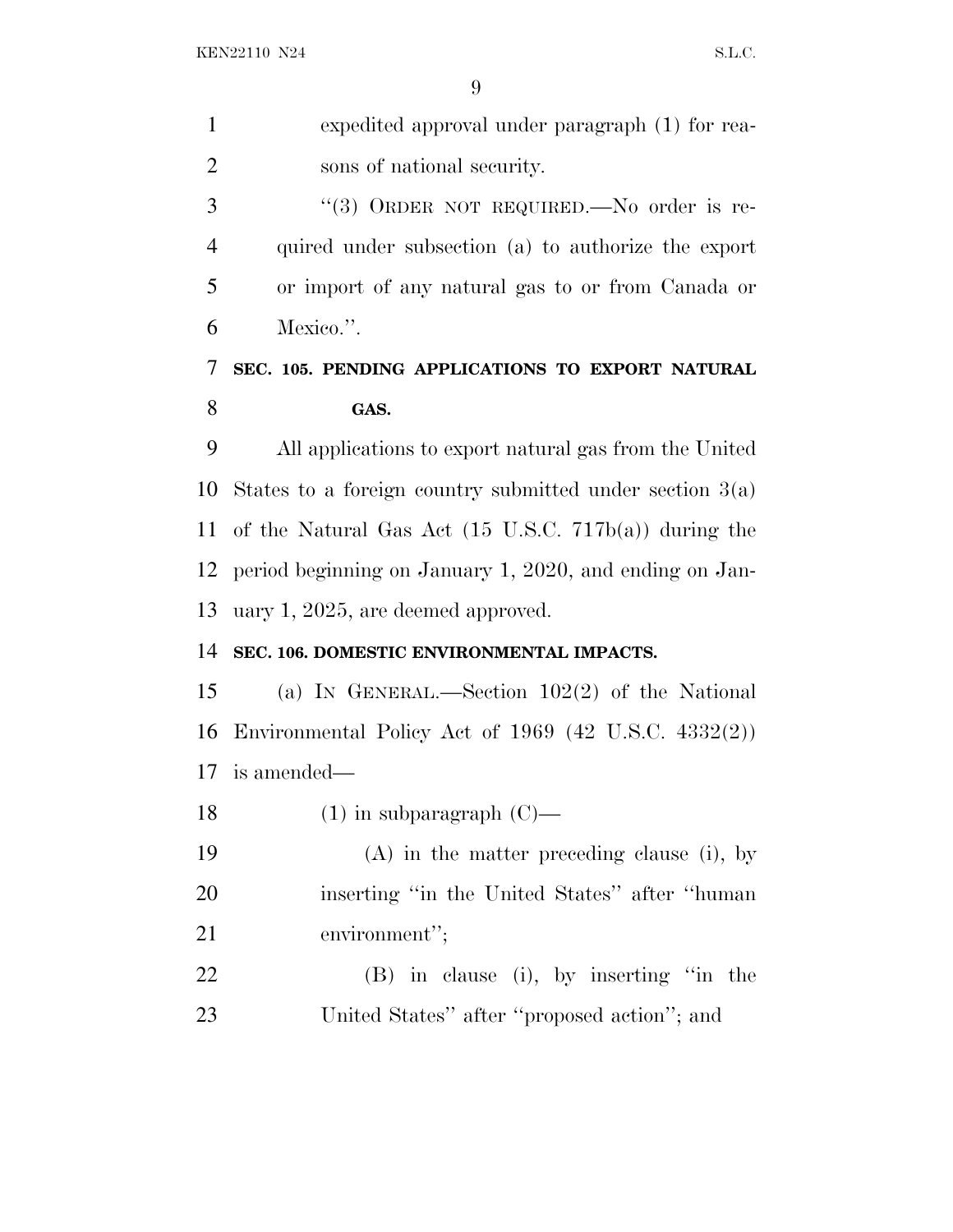expedited approval under paragraph (1) for reasons of national security.

"(3) ORDER NOT REQUIRED.—No order is required under subsection (a) to authorize the export or import of any natural gas to or from Canada or Mexico.".

**SEC. 105. PENDING APPLICATIONS TO EXPORT NATURAL GAS.**

All applications to export natural gas from the United States to a foreign country submitted under section 3(a) of the Natural Gas Act (15 U.S.C. 717b(a)) during the period beginning on January 1, 2020, and ending on January 1, 2025, are deemed approved.

**SEC. 106. DOMESTIC ENVIRONMENTAL IMPACTS.**

(a) IN GENERAL.—Section 102(2) of the National Environmental Policy Act of 1969 (42 U.S.C. 4332(2)) is amended—

(1) in subparagraph (C)—

(A) in the matter preceding clause (i), by inserting "in the United States" after "human environment";

(B) in clause (i), by inserting "in the United States" after "proposed action"; and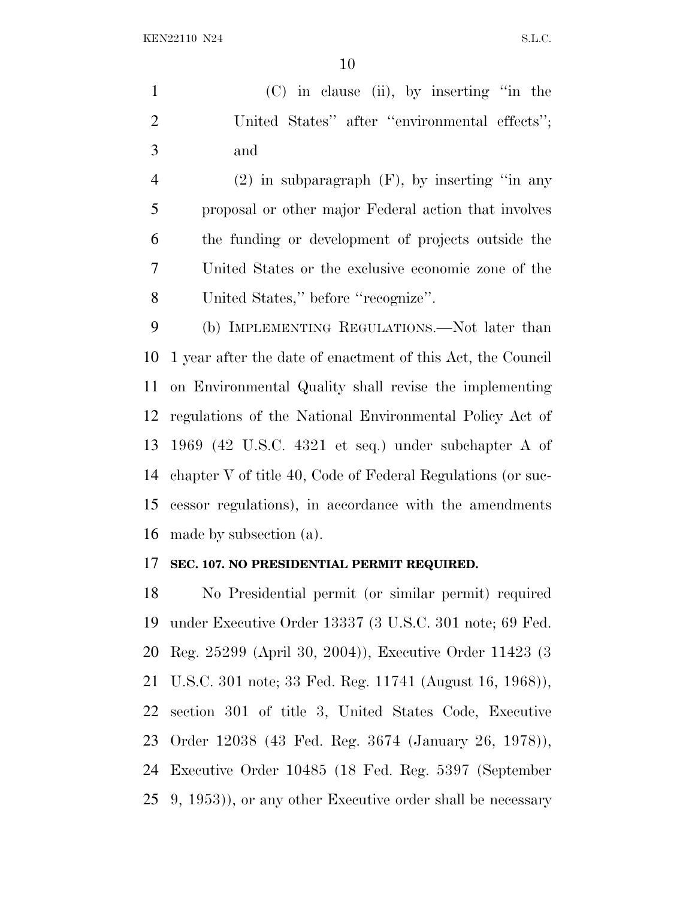(C) in clause (ii), by inserting "in the United States" after "environmental effects"; and

(2) in subparagraph (F), by inserting "in any proposal or other major Federal action that involves the funding or development of projects outside the United States or the exclusive economic zone of the United States," before "recognize".

(b) IMPLEMENTING REGULATIONS.—Not later than 1 year after the date of enactment of this Act, the Council on Environmental Quality shall revise the implementing regulations of the National Environmental Policy Act of 1969 (42 U.S.C. 4321 et seq.) under subchapter A of chapter V of title 40, Code of Federal Regulations (or successor regulations), in accordance with the amendments made by subsection (a).

**SEC. 107. NO PRESIDENTIAL PERMIT REQUIRED.**

No Presidential permit (or similar permit) required under Executive Order 13337 (3 U.S.C. 301 note; 69 Fed. Reg. 25299 (April 30, 2004)), Executive Order 11423 (3 U.S.C. 301 note; 33 Fed. Reg. 11741 (August 16, 1968)), section 301 of title 3, United States Code, Executive Order 12038 (43 Fed. Reg. 3674 (January 26, 1978)), Executive Order 10485 (18 Fed. Reg. 5397 (September 9, 1953)), or any other Executive order shall be necessary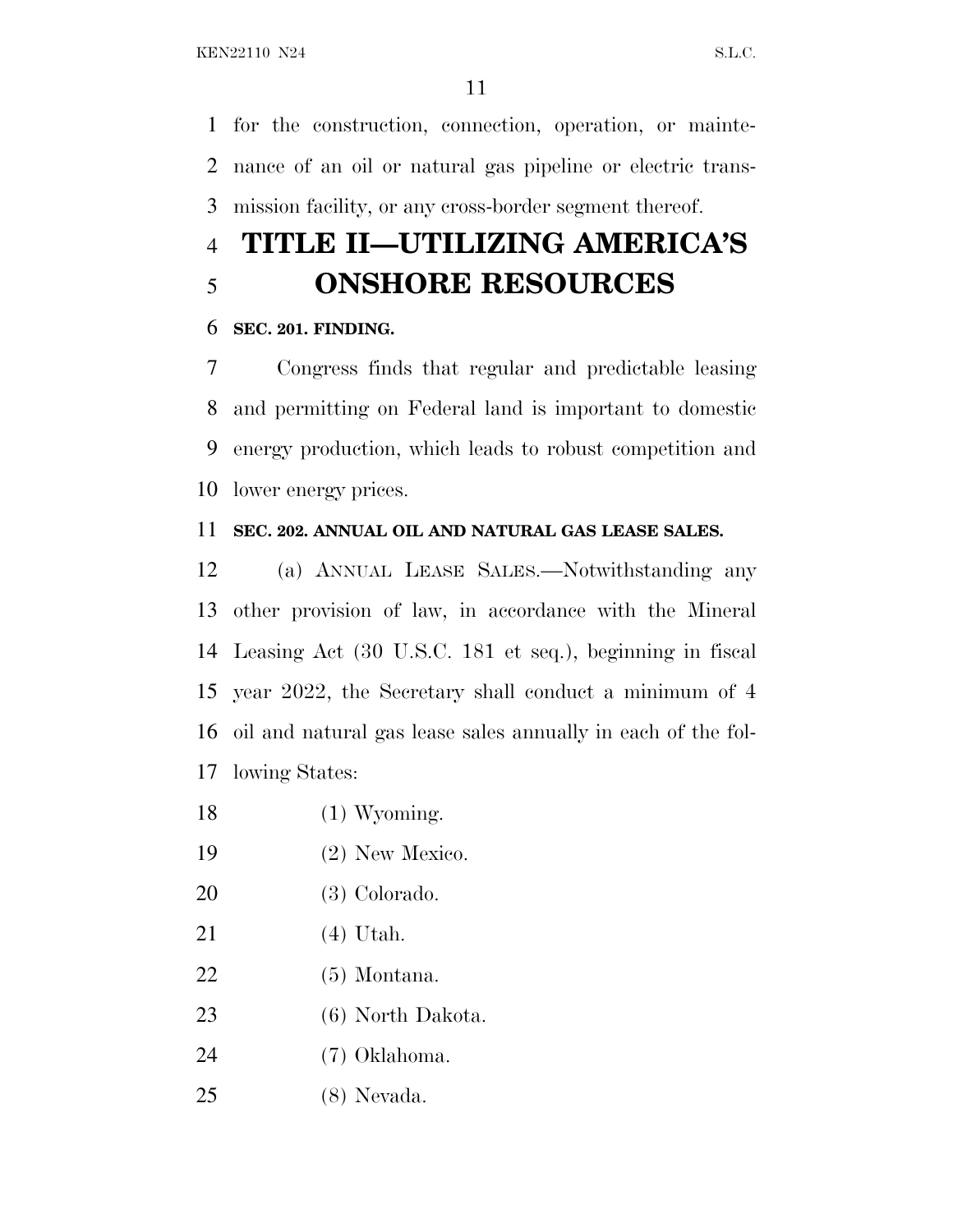for the construction, connection, operation, or maintenance of an oil or natural gas pipeline or electric transmission facility, or any cross-border segment thereof.

# TITLE II—UTILIZING AMERICA'S ONSHORE RESOURCES

**SEC. 201. FINDING.**

Congress finds that regular and predictable leasing and permitting on Federal land is important to domestic energy production, which leads to robust competition and lower energy prices.

**SEC. 202. ANNUAL OIL AND NATURAL GAS LEASE SALES.**

(a) ANNUAL LEASE SALES.—Notwithstanding any other provision of law, in accordance with the Mineral Leasing Act (30 U.S.C. 181 et seq.), beginning in fiscal year 2022, the Secretary shall conduct a minimum of 4 oil and natural gas lease sales annually in each of the following States:

(1) Wyoming.

(2) New Mexico.

(3) Colorado.

(4) Utah.

(5) Montana.

(6) North Dakota.

(7) Oklahoma.

(8) Nevada.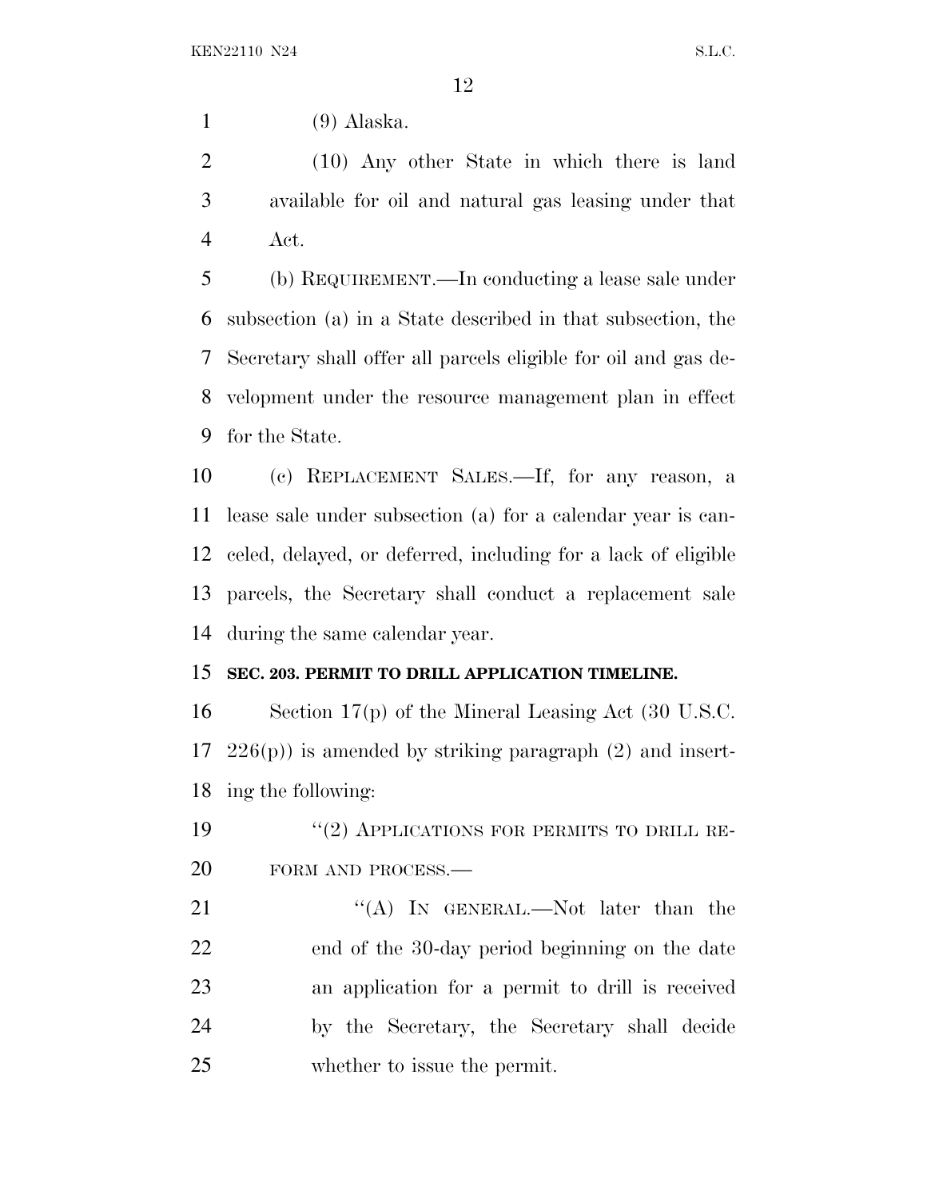(9) Alaska.

(10) Any other State in which there is land available for oil and natural gas leasing under that Act.

(b) REQUIREMENT.—In conducting a lease sale under subsection (a) in a State described in that subsection, the Secretary shall offer all parcels eligible for oil and gas development under the resource management plan in effect for the State.

(c) REPLACEMENT SALES.—If, for any reason, a lease sale under subsection (a) for a calendar year is canceled, delayed, or deferred, including for a lack of eligible parcels, the Secretary shall conduct a replacement sale during the same calendar year.

**SEC. 203. PERMIT TO DRILL APPLICATION TIMELINE.**

Section 17(p) of the Mineral Leasing Act (30 U.S.C. 226(p)) is amended by striking paragraph (2) and inserting the following:

"(2) APPLICATIONS FOR PERMITS TO DRILL REFORM AND PROCESS.—

"(A) IN GENERAL.—Not later than the end of the 30-day period beginning on the date an application for a permit to drill is received by the Secretary, the Secretary shall decide whether to issue the permit.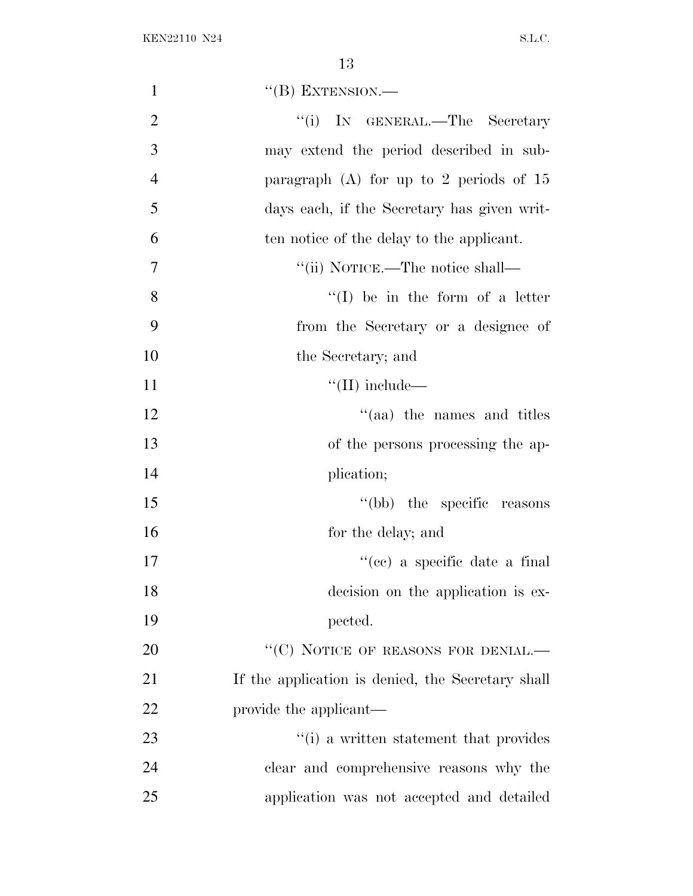"(B) EXTENSION.—

"(i) IN GENERAL.—The Secretary may extend the period described in subparagraph (A) for up to 2 periods of 15 days each, if the Secretary has given written notice of the delay to the applicant.

"(ii) NOTICE.—The notice shall—

"(I) be in the form of a letter from the Secretary or a designee of the Secretary; and

"(II) include—

"(aa) the names and titles of the persons processing the application;

"(bb) the specific reasons for the delay; and

"(cc) a specific date a final decision on the application is expected.

"(C) NOTICE OF REASONS FOR DENIAL.—If the application is denied, the Secretary shall provide the applicant—

"(i) a written statement that provides clear and comprehensive reasons why the application was not accepted and detailed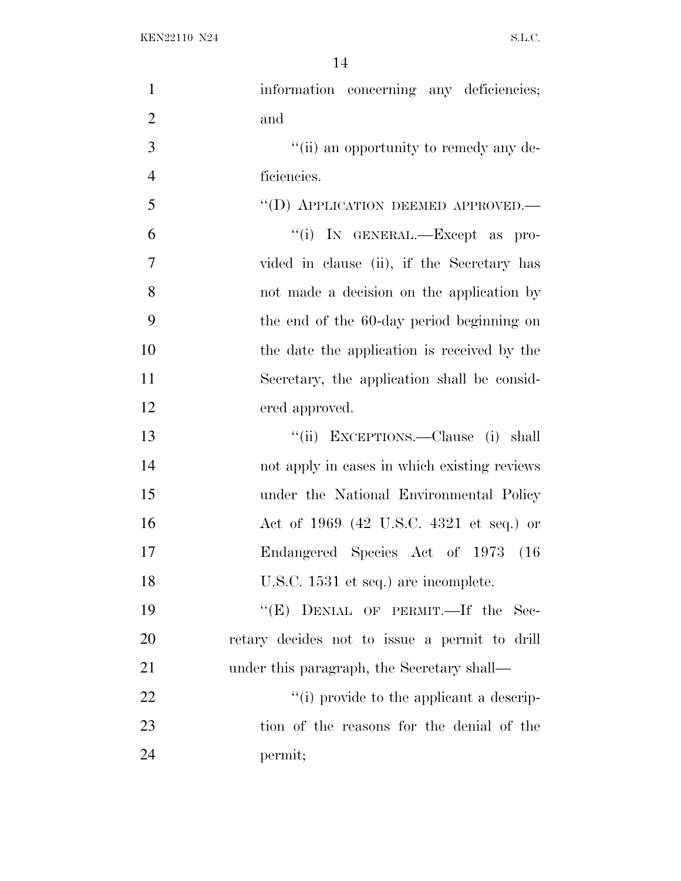information concerning any deficiencies; and

''(ii) an opportunity to remedy any deficiencies.

''(D) APPLICATION DEEMED APPROVED.—

''(i) IN GENERAL.—Except as provided in clause (ii), if the Secretary has not made a decision on the application by the end of the 60-day period beginning on the date the application is received by the Secretary, the application shall be considered approved.

''(ii) EXCEPTIONS.—Clause (i) shall not apply in cases in which existing reviews under the National Environmental Policy Act of 1969 (42 U.S.C. 4321 et seq.) or Endangered Species Act of 1973 (16 U.S.C. 1531 et seq.) are incomplete.

''(E) DENIAL OF PERMIT.—If the Secretary decides not to issue a permit to drill under this paragraph, the Secretary shall—

''(i) provide to the applicant a description of the reasons for the denial of the permit;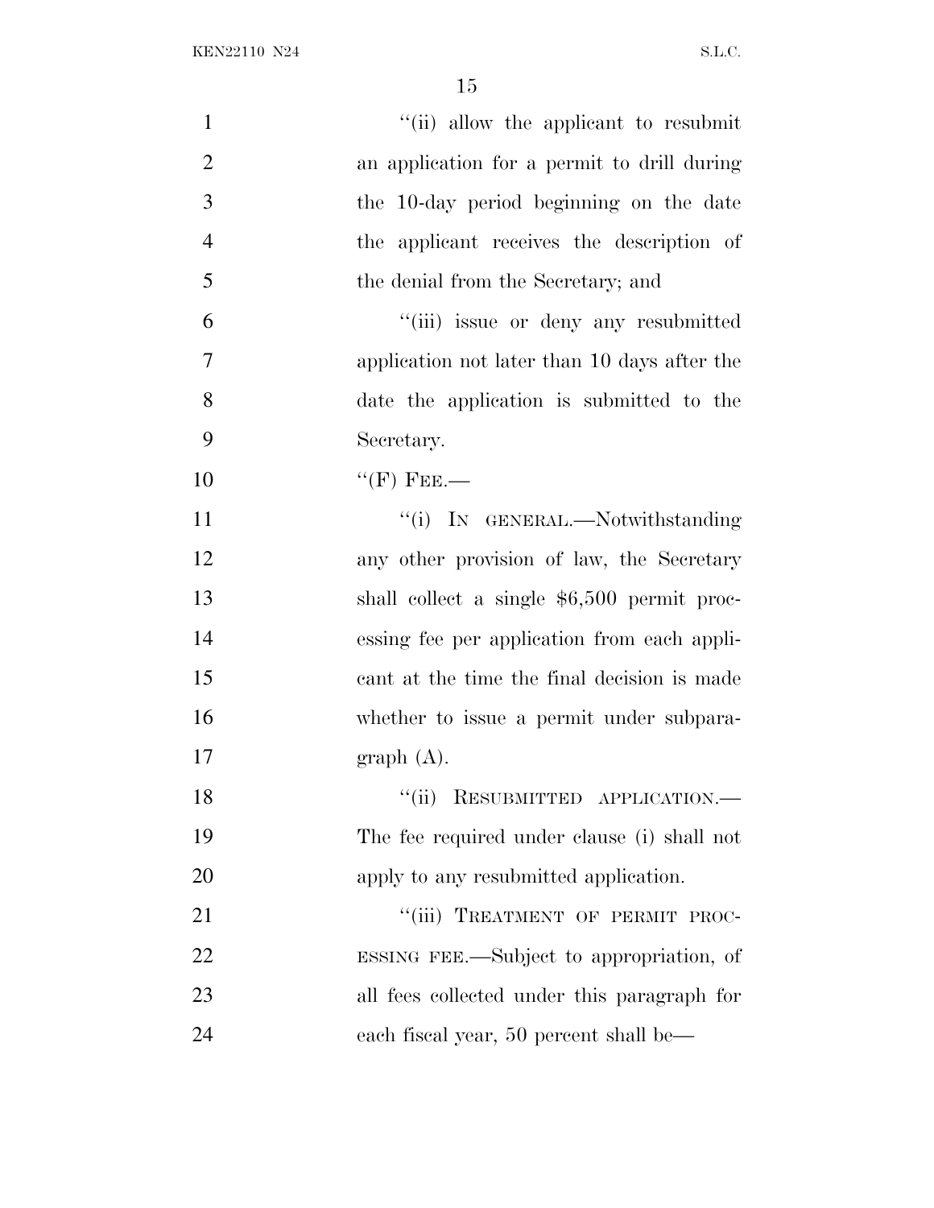"(ii) allow the applicant to resubmit an application for a permit to drill during the 10-day period beginning on the date the applicant receives the description of the denial from the Secretary; and

"(iii) issue or deny any resubmitted application not later than 10 days after the date the application is submitted to the Secretary.

"(F) FEE.—

"(i) IN GENERAL.—Notwithstanding any other provision of law, the Secretary shall collect a single $6,500 permit processing fee per application from each applicant at the time the final decision is made whether to issue a permit under subparagraph (A).

"(ii) RESUBMITTED APPLICATION.—The fee required under clause (i) shall not apply to any resubmitted application.

"(iii) TREATMENT OF PERMIT PROCESSING FEE.—Subject to appropriation, of all fees collected under this paragraph for each fiscal year, 50 percent shall be—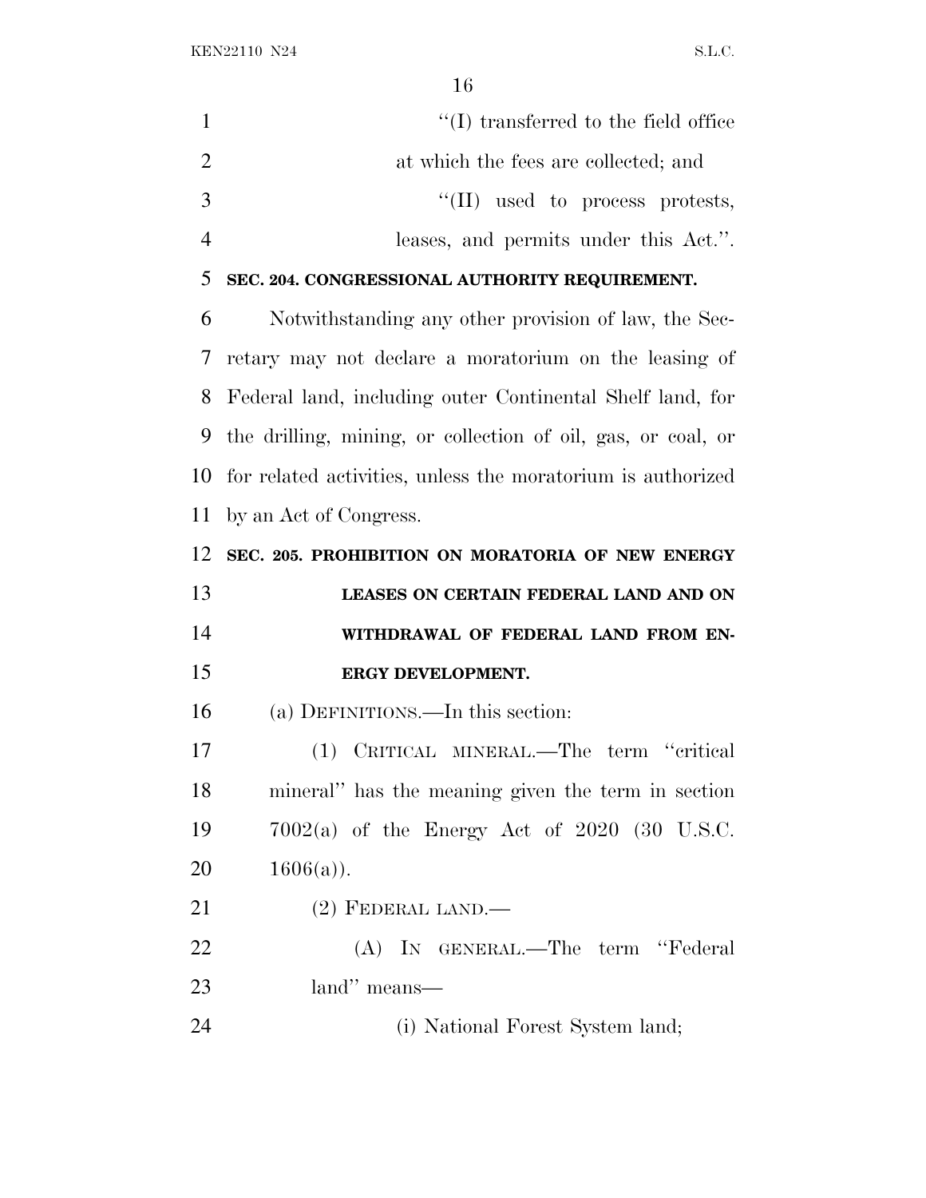"(I) transferred to the field office at which the fees are collected; and

"(II) used to process protests, leases, and permits under this Act.".

**SEC. 204. CONGRESSIONAL AUTHORITY REQUIREMENT.**

Notwithstanding any other provision of law, the Secretary may not declare a moratorium on the leasing of Federal land, including outer Continental Shelf land, for the drilling, mining, or collection of oil, gas, or coal, or for related activities, unless the moratorium is authorized by an Act of Congress.

**SEC. 205. PROHIBITION ON MORATORIA OF NEW ENERGY LEASES ON CERTAIN FEDERAL LAND AND ON WITHDRAWAL OF FEDERAL LAND FROM ENERGY DEVELOPMENT.**

(a) DEFINITIONS.—In this section:

(1) CRITICAL MINERAL.—The term "critical mineral" has the meaning given the term in section 7002(a) of the Energy Act of 2020 (30 U.S.C. 1606(a)).

(2) FEDERAL LAND.—

(A) IN GENERAL.—The term "Federal land" means—

(i) National Forest System land;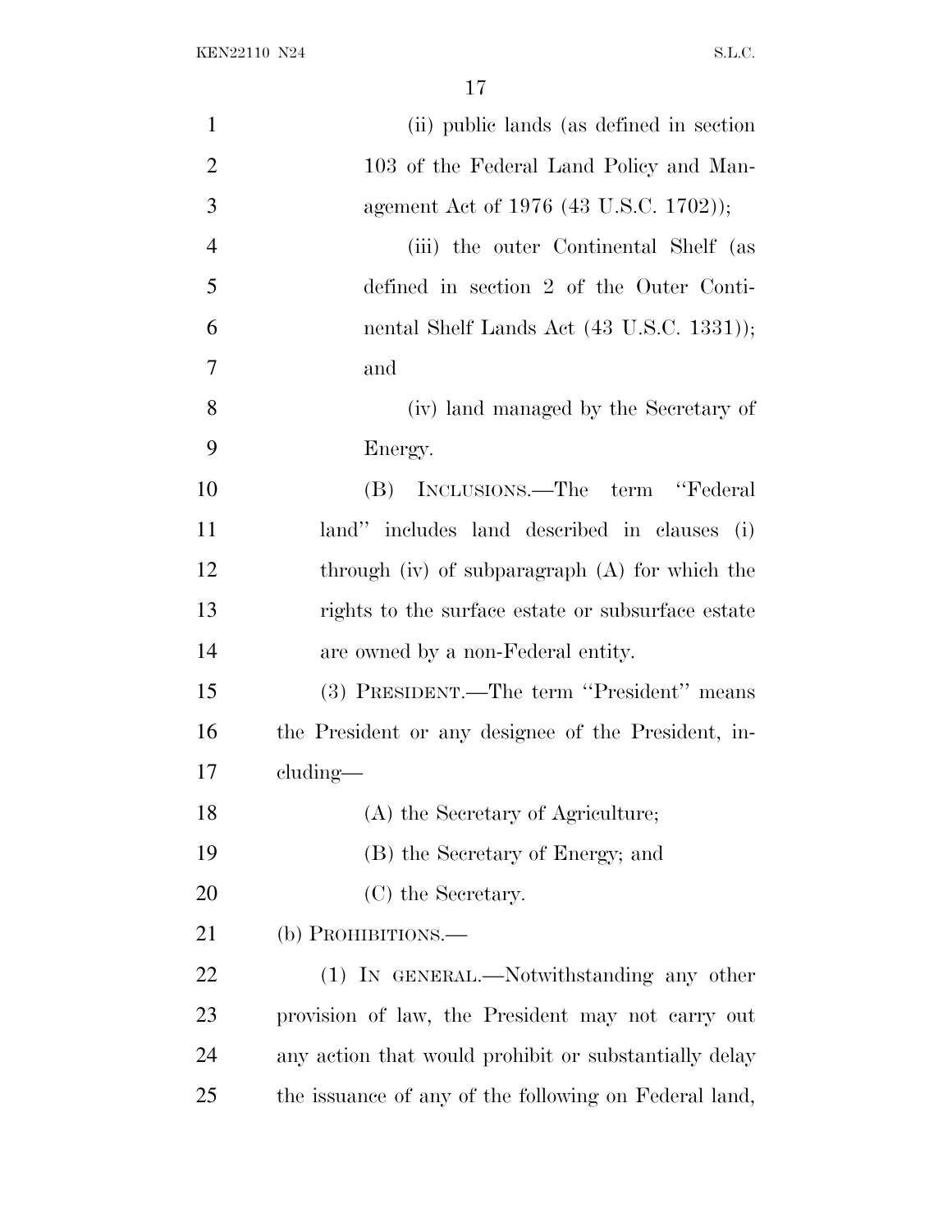(ii) public lands (as defined in section 103 of the Federal Land Policy and Management Act of 1976 (43 U.S.C. 1702));

(iii) the outer Continental Shelf (as defined in section 2 of the Outer Continental Shelf Lands Act (43 U.S.C. 1331)); and

(iv) land managed by the Secretary of Energy.

(B) INCLUSIONS.—The term ''Federal land'' includes land described in clauses (i) through (iv) of subparagraph (A) for which the rights to the surface estate or subsurface estate are owned by a non-Federal entity.

(3) PRESIDENT.—The term ''President'' means the President or any designee of the President, including—

(A) the Secretary of Agriculture;

(B) the Secretary of Energy; and

(C) the Secretary.

(b) PROHIBITIONS.—

(1) IN GENERAL.—Notwithstanding any other provision of law, the President may not carry out any action that would prohibit or substantially delay the issuance of any of the following on Federal land,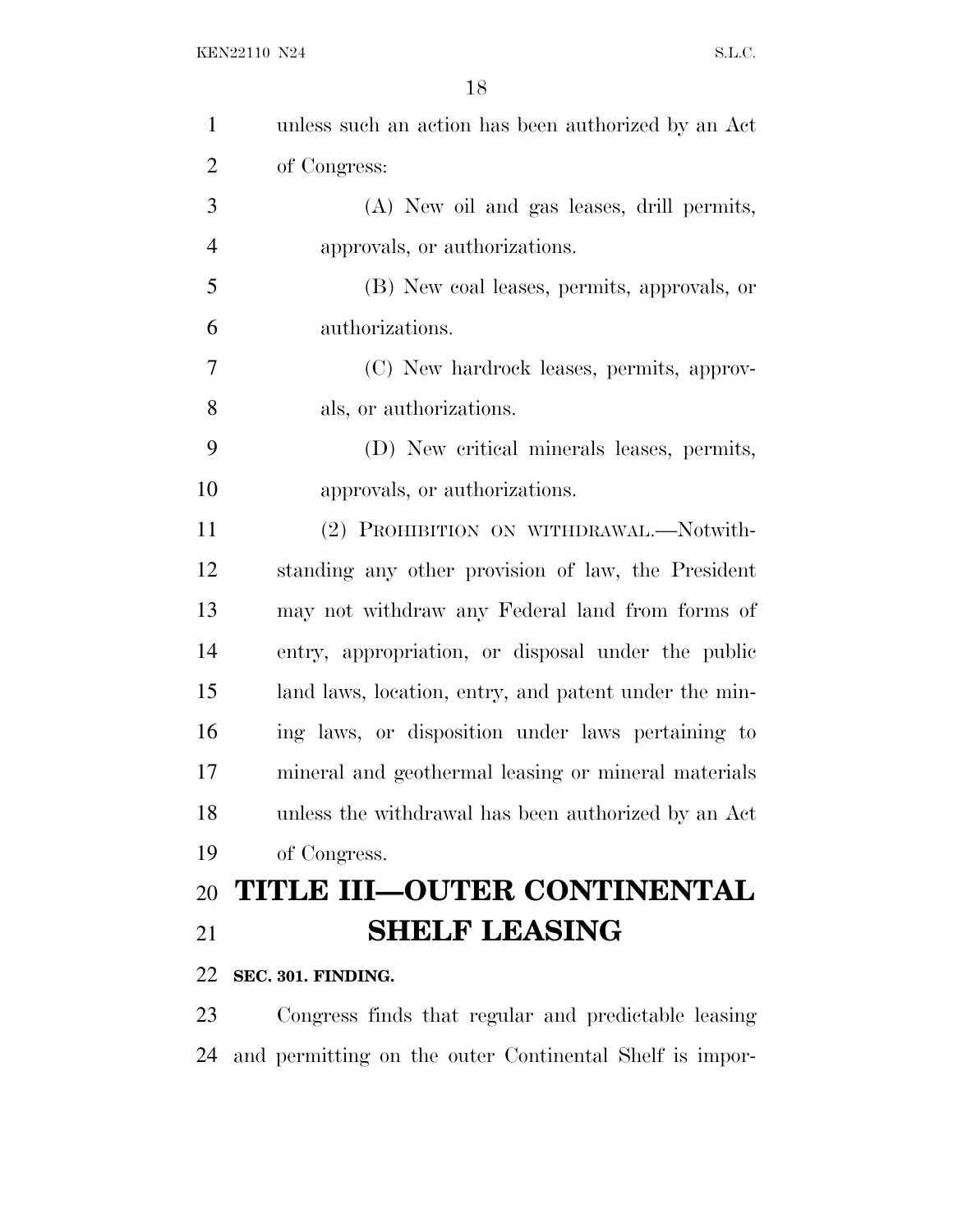unless such an action has been authorized by an Act of Congress:

(A) New oil and gas leases, drill permits, approvals, or authorizations.

(B) New coal leases, permits, approvals, or authorizations.

(C) New hardrock leases, permits, approvals, or authorizations.

(D) New critical minerals leases, permits, approvals, or authorizations.

(2) PROHIBITION ON WITHDRAWAL.—Notwithstanding any other provision of law, the President may not withdraw any Federal land from forms of entry, appropriation, or disposal under the public land laws, location, entry, and patent under the mining laws, or disposition under laws pertaining to mineral and geothermal leasing or mineral materials unless the withdrawal has been authorized by an Act of Congress.

# TITLE III—OUTER CONTINENTAL SHELF LEASING

**SEC. 301. FINDING.**

Congress finds that regular and predictable leasing and permitting on the outer Continental Shelf is impor-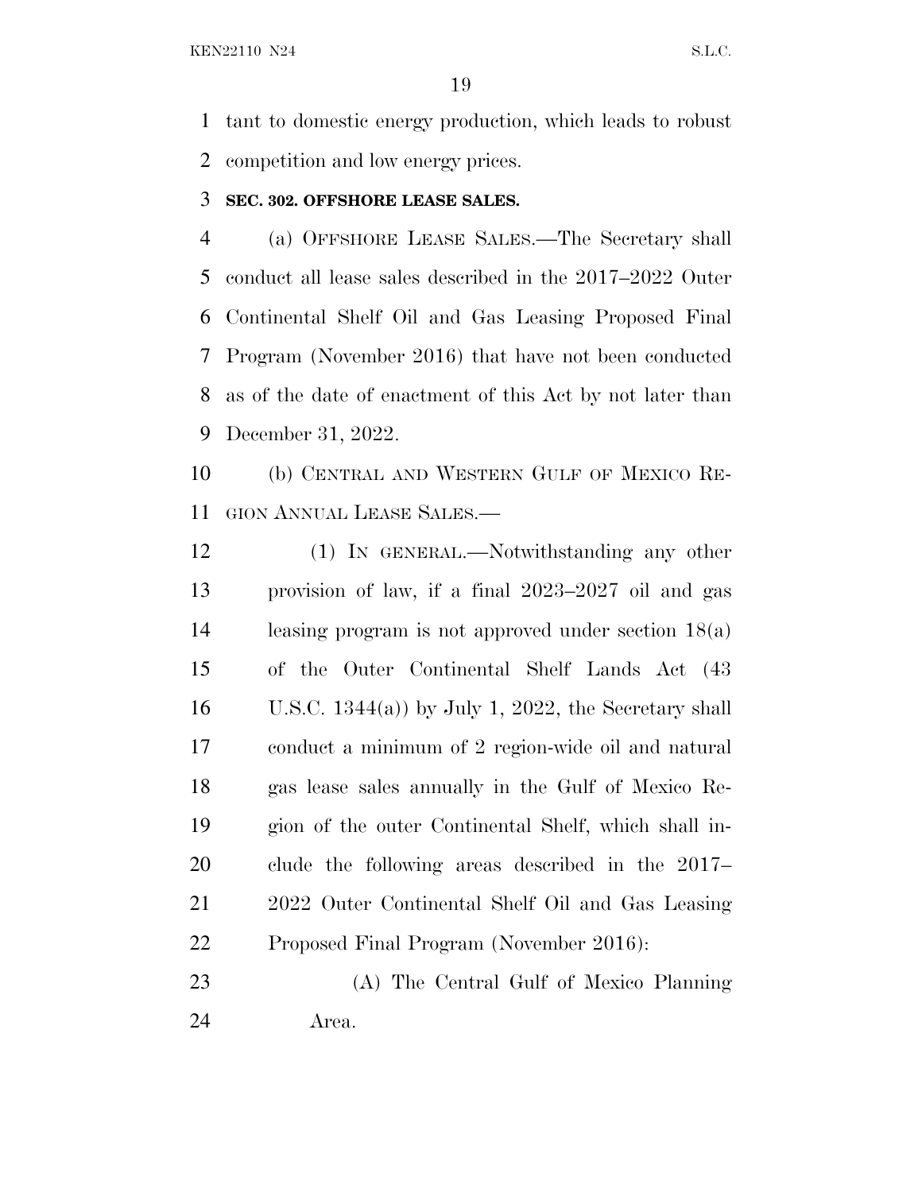tant to domestic energy production, which leads to robust competition and low energy prices.

**SEC. 302. OFFSHORE LEASE SALES.**

(a) OFFSHORE LEASE SALES.—The Secretary shall conduct all lease sales described in the 2017–2022 Outer Continental Shelf Oil and Gas Leasing Proposed Final Program (November 2016) that have not been conducted as of the date of enactment of this Act by not later than December 31, 2022.

(b) CENTRAL AND WESTERN GULF OF MEXICO REGION ANNUAL LEASE SALES.—

(1) IN GENERAL.—Notwithstanding any other provision of law, if a final 2023–2027 oil and gas leasing program is not approved under section 18(a) of the Outer Continental Shelf Lands Act (43 U.S.C. 1344(a)) by July 1, 2022, the Secretary shall conduct a minimum of 2 region-wide oil and natural gas lease sales annually in the Gulf of Mexico Region of the outer Continental Shelf, which shall include the following areas described in the 2017–2022 Outer Continental Shelf Oil and Gas Leasing Proposed Final Program (November 2016):

(A) The Central Gulf of Mexico Planning Area.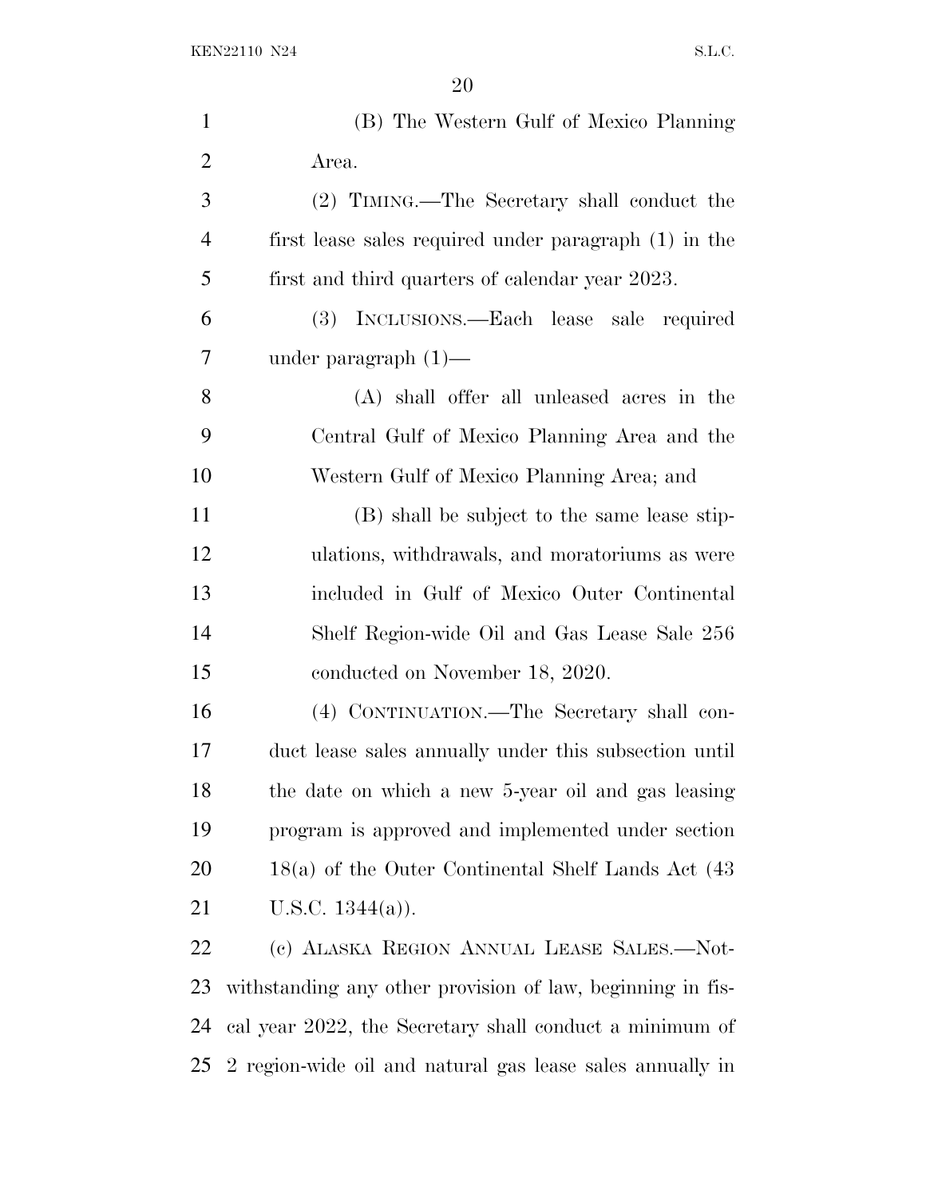(B) The Western Gulf of Mexico Planning Area.

(2) TIMING.—The Secretary shall conduct the first lease sales required under paragraph (1) in the first and third quarters of calendar year 2023.

(3) INCLUSIONS.—Each lease sale required under paragraph (1)—

(A) shall offer all unleased acres in the Central Gulf of Mexico Planning Area and the Western Gulf of Mexico Planning Area; and

(B) shall be subject to the same lease stipulations, withdrawals, and moratoriums as were included in Gulf of Mexico Outer Continental Shelf Region-wide Oil and Gas Lease Sale 256 conducted on November 18, 2020.

(4) CONTINUATION.—The Secretary shall conduct lease sales annually under this subsection until the date on which a new 5-year oil and gas leasing program is approved and implemented under section 18(a) of the Outer Continental Shelf Lands Act (43 U.S.C. 1344(a)).

(c) ALASKA REGION ANNUAL LEASE SALES.—Notwithstanding any other provision of law, beginning in fiscal year 2022, the Secretary shall conduct a minimum of 2 region-wide oil and natural gas lease sales annually in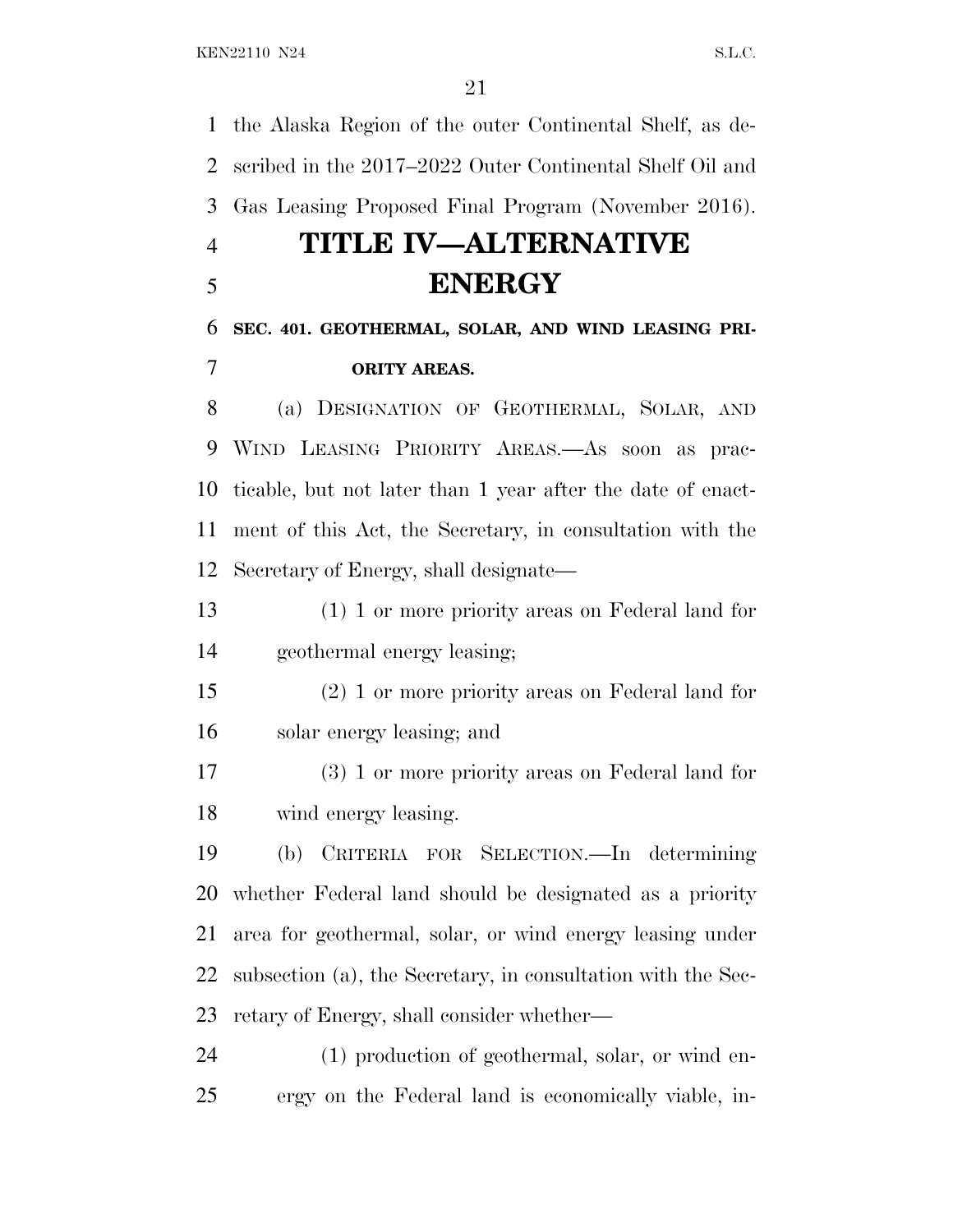the Alaska Region of the outer Continental Shelf, as described in the 2017–2022 Outer Continental Shelf Oil and Gas Leasing Proposed Final Program (November 2016).

# TITLE IV—ALTERNATIVE ENERGY

**SEC. 401. GEOTHERMAL, SOLAR, AND WIND LEASING PRIORITY AREAS.**

(a) DESIGNATION OF GEOTHERMAL, SOLAR, AND WIND LEASING PRIORITY AREAS.—As soon as practicable, but not later than 1 year after the date of enactment of this Act, the Secretary, in consultation with the Secretary of Energy, shall designate—

(1) 1 or more priority areas on Federal land for geothermal energy leasing;

(2) 1 or more priority areas on Federal land for solar energy leasing; and

(3) 1 or more priority areas on Federal land for wind energy leasing.

(b) CRITERIA FOR SELECTION.—In determining whether Federal land should be designated as a priority area for geothermal, solar, or wind energy leasing under subsection (a), the Secretary, in consultation with the Secretary of Energy, shall consider whether—

(1) production of geothermal, solar, or wind energy on the Federal land is economically viable, in-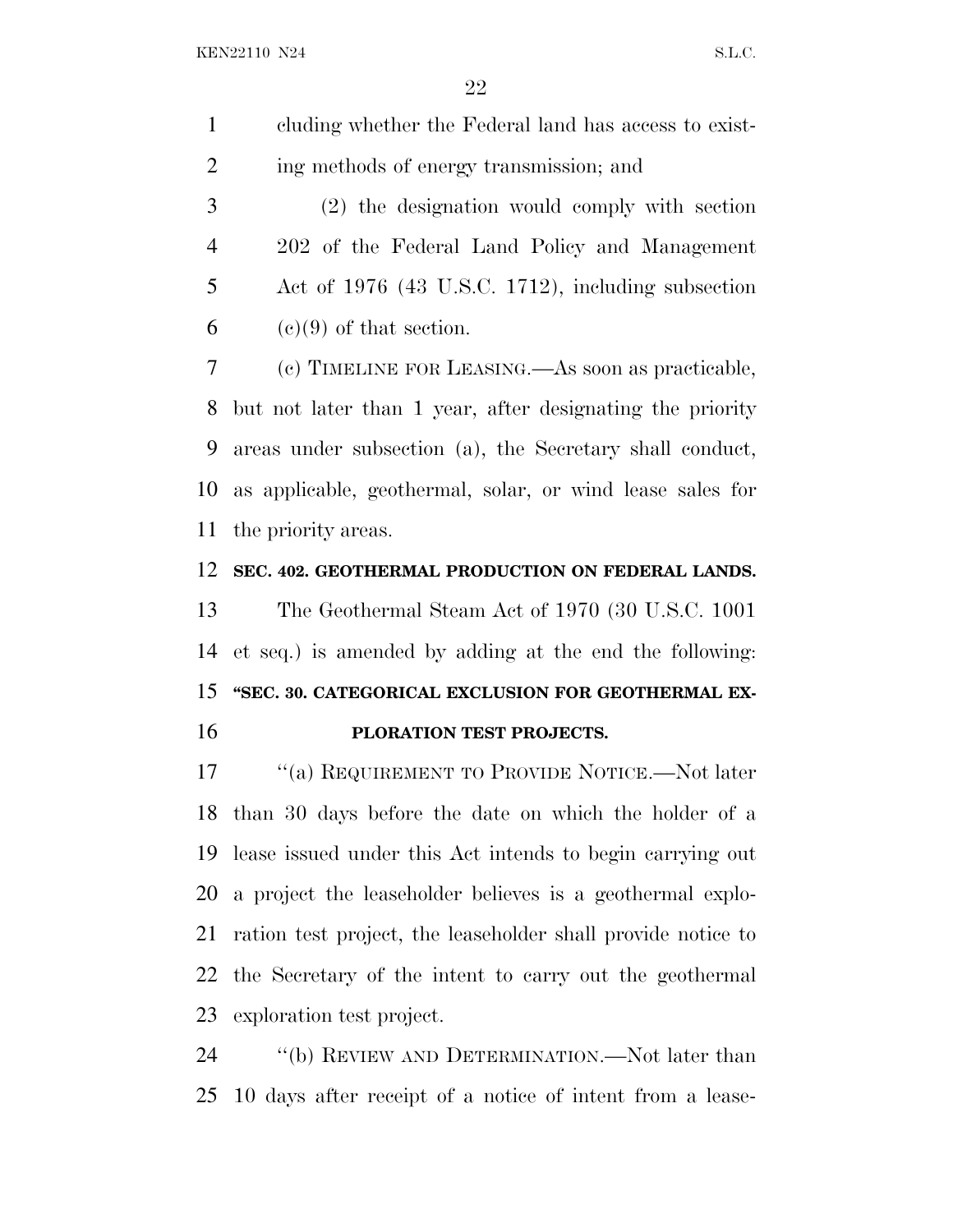cluding whether the Federal land has access to existing methods of energy transmission; and

(2) the designation would comply with section 202 of the Federal Land Policy and Management Act of 1976 (43 U.S.C. 1712), including subsection (c)(9) of that section.

(c) TIMELINE FOR LEASING.—As soon as practicable, but not later than 1 year, after designating the priority areas under subsection (a), the Secretary shall conduct, as applicable, geothermal, solar, or wind lease sales for the priority areas.

**SEC. 402. GEOTHERMAL PRODUCTION ON FEDERAL LANDS.**

The Geothermal Steam Act of 1970 (30 U.S.C. 1001 et seq.) is amended by adding at the end the following:

**"SEC. 30. CATEGORICAL EXCLUSION FOR GEOTHERMAL EXPLORATION TEST PROJECTS.**

"(a) REQUIREMENT TO PROVIDE NOTICE.—Not later than 30 days before the date on which the holder of a lease issued under this Act intends to begin carrying out a project the leaseholder believes is a geothermal exploration test project, the leaseholder shall provide notice to the Secretary of the intent to carry out the geothermal exploration test project.

"(b) REVIEW AND DETERMINATION.—Not later than 10 days after receipt of a notice of intent from a lease-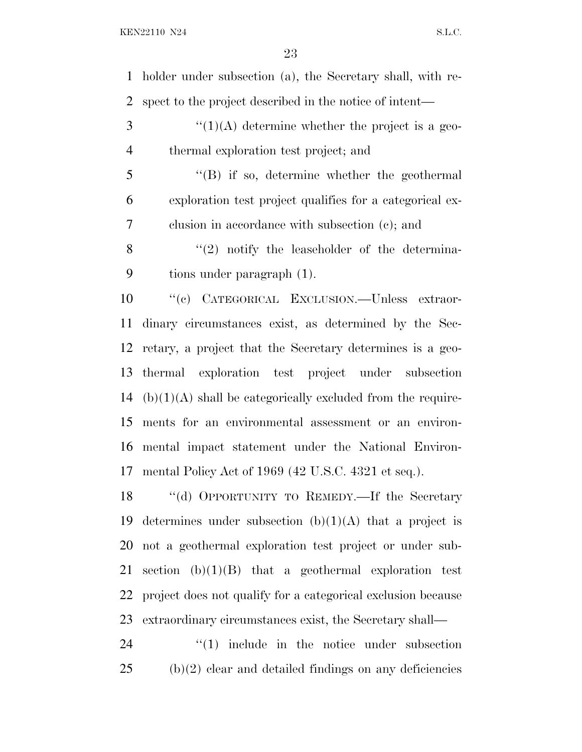holder under subsection (a), the Secretary shall, with respect to the project described in the notice of intent—

"(1)(A) determine whether the project is a geothermal exploration test project; and

"(B) if so, determine whether the geothermal exploration test project qualifies for a categorical exclusion in accordance with subsection (c); and

"(2) notify the leaseholder of the determinations under paragraph (1).

"(c) CATEGORICAL EXCLUSION.—Unless extraordinary circumstances exist, as determined by the Secretary, a project that the Secretary determines is a geothermal exploration test project under subsection (b)(1)(A) shall be categorically excluded from the requirements for an environmental assessment or an environmental impact statement under the National Environmental Policy Act of 1969 (42 U.S.C. 4321 et seq.).

"(d) OPPORTUNITY TO REMEDY.—If the Secretary determines under subsection (b)(1)(A) that a project is not a geothermal exploration test project or under subsection (b)(1)(B) that a geothermal exploration test project does not qualify for a categorical exclusion because extraordinary circumstances exist, the Secretary shall—

"(1) include in the notice under subsection (b)(2) clear and detailed findings on any deficiencies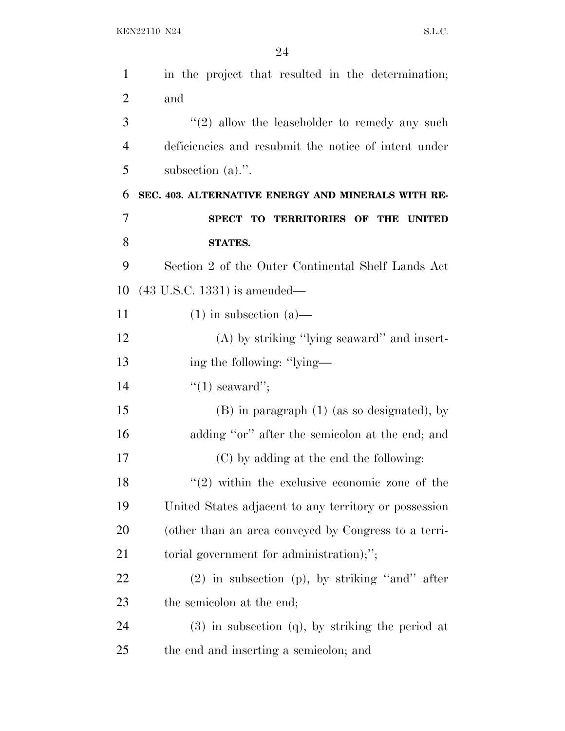in the project that resulted in the determination; and

''(2) allow the leaseholder to remedy any such deficiencies and resubmit the notice of intent under subsection (a).''.

**SEC. 403. ALTERNATIVE ENERGY AND MINERALS WITH RESPECT TO TERRITORIES OF THE UNITED STATES.**

Section 2 of the Outer Continental Shelf Lands Act (43 U.S.C. 1331) is amended—

(1) in subsection (a)—

(A) by striking ''lying seaward'' and inserting the following: ''lying—

''(1) seaward'';

(B) in paragraph (1) (as so designated), by adding ''or'' after the semicolon at the end; and

(C) by adding at the end the following:

''(2) within the exclusive economic zone of the United States adjacent to any territory or possession (other than an area conveyed by Congress to a territorial government for administration);'';

(2) in subsection (p), by striking ''and'' after the semicolon at the end;

(3) in subsection (q), by striking the period at the end and inserting a semicolon; and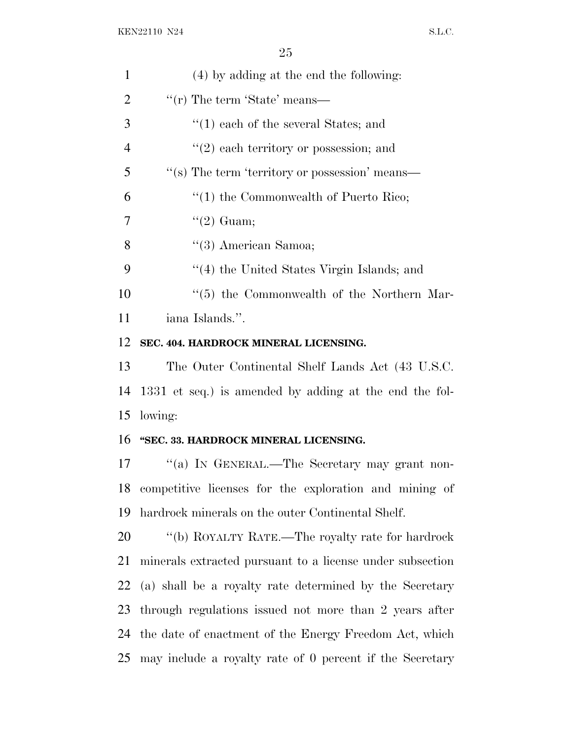(4) by adding at the end the following:

''(r) The term 'State' means—

''(1) each of the several States; and

''(2) each territory or possession; and

''(s) The term 'territory or possession' means—

''(1) the Commonwealth of Puerto Rico;

''(2) Guam;

''(3) American Samoa;

''(4) the United States Virgin Islands; and

''(5) the Commonwealth of the Northern Mariana Islands.''.

**SEC. 404. HARDROCK MINERAL LICENSING.**

The Outer Continental Shelf Lands Act (43 U.S.C. 1331 et seq.) is amended by adding at the end the following:

**''SEC. 33. HARDROCK MINERAL LICENSING.**

''(a) IN GENERAL.—The Secretary may grant noncompetitive licenses for the exploration and mining of hardrock minerals on the outer Continental Shelf.

''(b) ROYALTY RATE.—The royalty rate for hardrock minerals extracted pursuant to a license under subsection (a) shall be a royalty rate determined by the Secretary through regulations issued not more than 2 years after the date of enactment of the Energy Freedom Act, which may include a royalty rate of 0 percent if the Secretary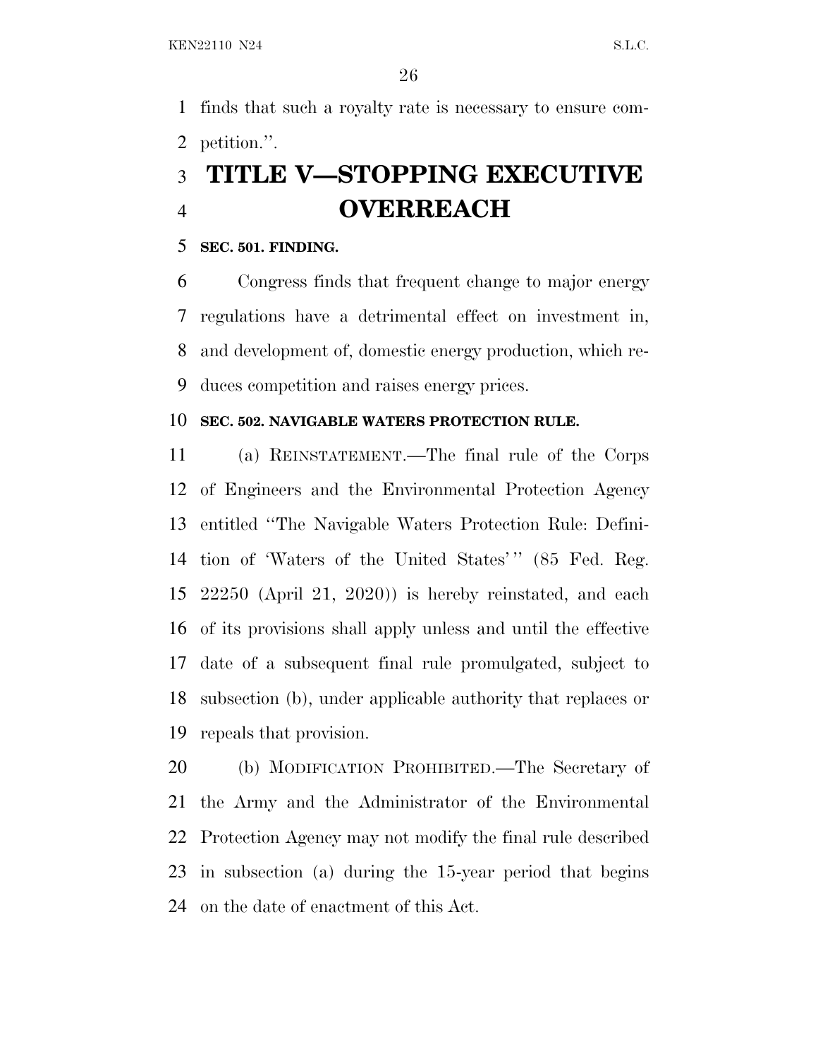finds that such a royalty rate is necessary to ensure competition.''.

# TITLE V—STOPPING EXECUTIVE OVERREACH

**SEC. 501. FINDING.**

Congress finds that frequent change to major energy regulations have a detrimental effect on investment in, and development of, domestic energy production, which reduces competition and raises energy prices.

**SEC. 502. NAVIGABLE WATERS PROTECTION RULE.**

(a) REINSTATEMENT.—The final rule of the Corps of Engineers and the Environmental Protection Agency entitled ''The Navigable Waters Protection Rule: Definition of 'Waters of the United States' '' (85 Fed. Reg. 22250 (April 21, 2020)) is hereby reinstated, and each of its provisions shall apply unless and until the effective date of a subsequent final rule promulgated, subject to subsection (b), under applicable authority that replaces or repeals that provision.

(b) MODIFICATION PROHIBITED.—The Secretary of the Army and the Administrator of the Environmental Protection Agency may not modify the final rule described in subsection (a) during the 15-year period that begins on the date of enactment of this Act.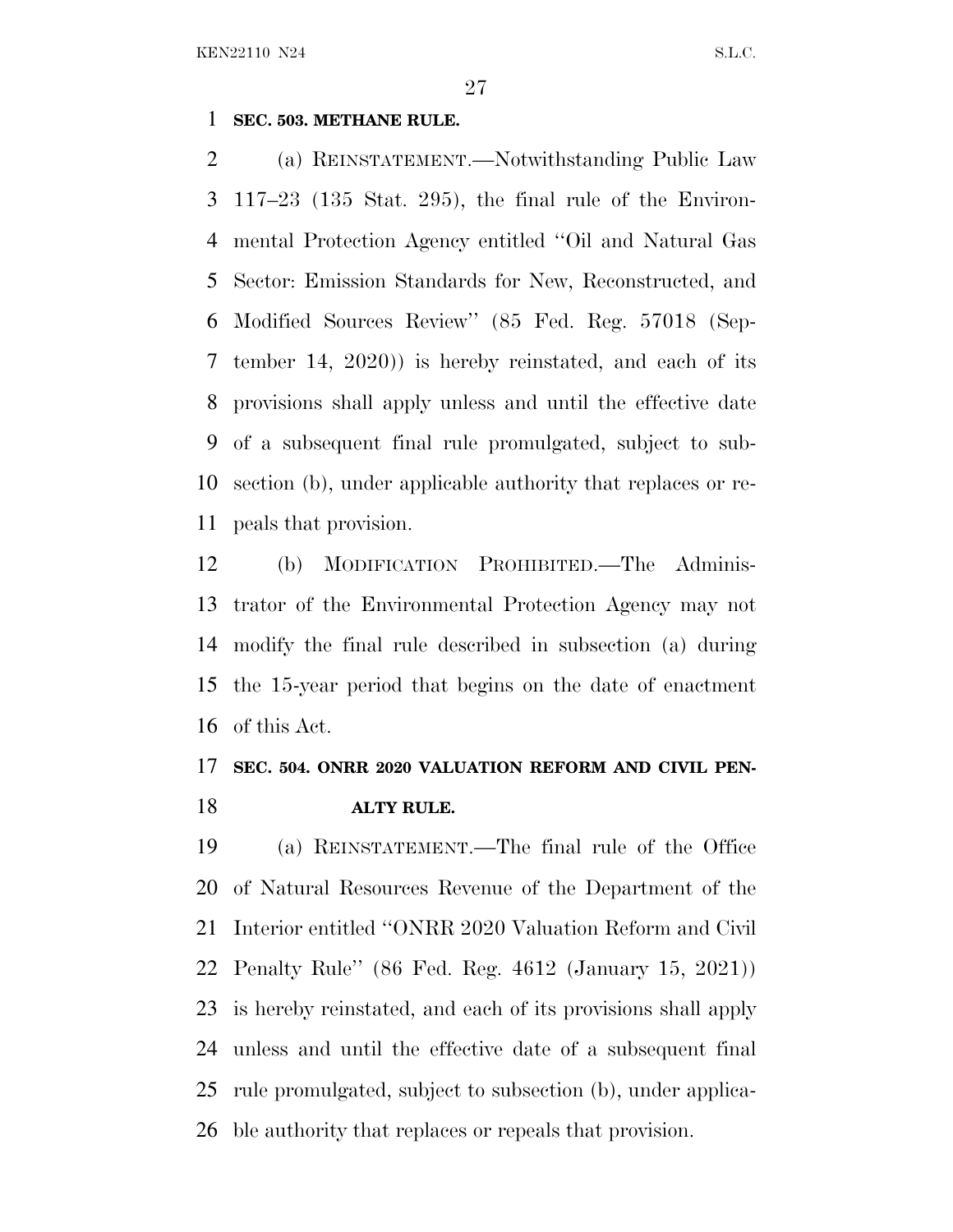**SEC. 503. METHANE RULE.**

(a) REINSTATEMENT.—Notwithstanding Public Law 117–23 (135 Stat. 295), the final rule of the Environmental Protection Agency entitled ''Oil and Natural Gas Sector: Emission Standards for New, Reconstructed, and Modified Sources Review'' (85 Fed. Reg. 57018 (September 14, 2020)) is hereby reinstated, and each of its provisions shall apply unless and until the effective date of a subsequent final rule promulgated, subject to subsection (b), under applicable authority that replaces or repeals that provision.

(b) MODIFICATION PROHIBITED.—The Administrator of the Environmental Protection Agency may not modify the final rule described in subsection (a) during the 15-year period that begins on the date of enactment of this Act.

**SEC. 504. ONRR 2020 VALUATION REFORM AND CIVIL PENALTY RULE.**

(a) REINSTATEMENT.—The final rule of the Office of Natural Resources Revenue of the Department of the Interior entitled ''ONRR 2020 Valuation Reform and Civil Penalty Rule'' (86 Fed. Reg. 4612 (January 15, 2021)) is hereby reinstated, and each of its provisions shall apply unless and until the effective date of a subsequent final rule promulgated, subject to subsection (b), under applicable authority that replaces or repeals that provision.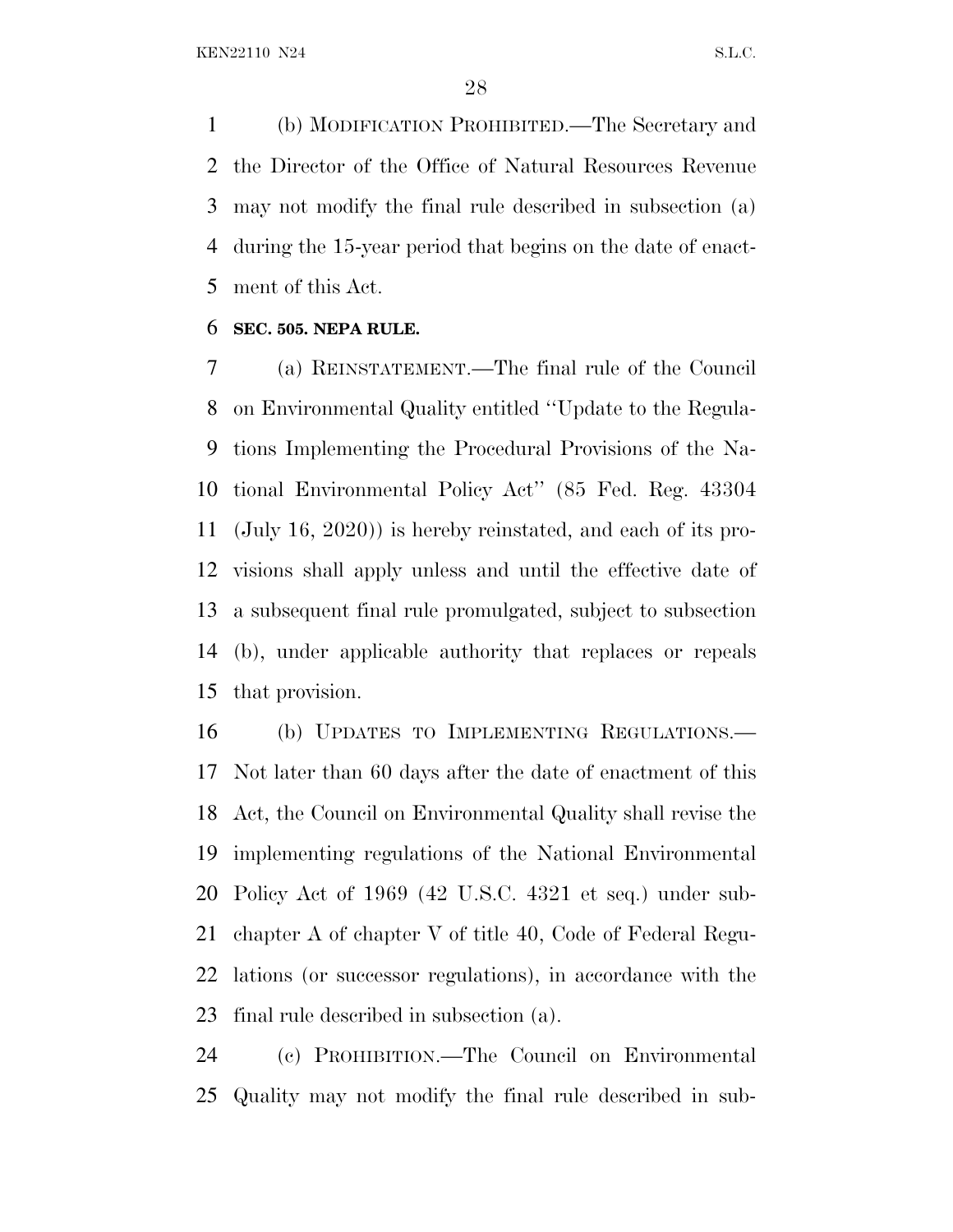(b) MODIFICATION PROHIBITED.—The Secretary and the Director of the Office of Natural Resources Revenue may not modify the final rule described in subsection (a) during the 15-year period that begins on the date of enactment of this Act.

**SEC. 505. NEPA RULE.**

(a) REINSTATEMENT.—The final rule of the Council on Environmental Quality entitled ''Update to the Regulations Implementing the Procedural Provisions of the National Environmental Policy Act'' (85 Fed. Reg. 43304 (July 16, 2020)) is hereby reinstated, and each of its provisions shall apply unless and until the effective date of a subsequent final rule promulgated, subject to subsection (b), under applicable authority that replaces or repeals that provision.

(b) UPDATES TO IMPLEMENTING REGULATIONS.—Not later than 60 days after the date of enactment of this Act, the Council on Environmental Quality shall revise the implementing regulations of the National Environmental Policy Act of 1969 (42 U.S.C. 4321 et seq.) under subchapter A of chapter V of title 40, Code of Federal Regulations (or successor regulations), in accordance with the final rule described in subsection (a).

(c) PROHIBITION.—The Council on Environmental Quality may not modify the final rule described in sub-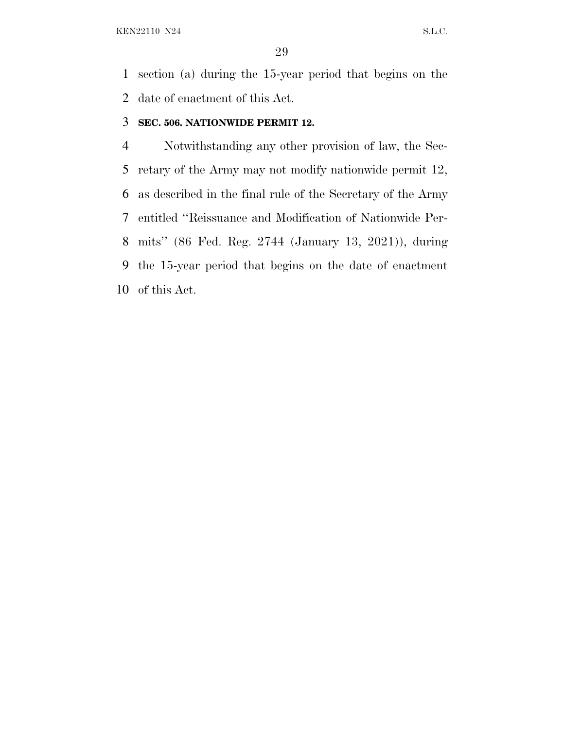section (a) during the 15-year period that begins on the date of enactment of this Act.

### SEC. 506. NATIONWIDE PERMIT 12.

Notwithstanding any other provision of law, the Secretary of the Army may not modify nationwide permit 12, as described in the final rule of the Secretary of the Army entitled "Reissuance and Modification of Nationwide Permits" (86 Fed. Reg. 2744 (January 13, 2021)), during the 15-year period that begins on the date of enactment of this Act.